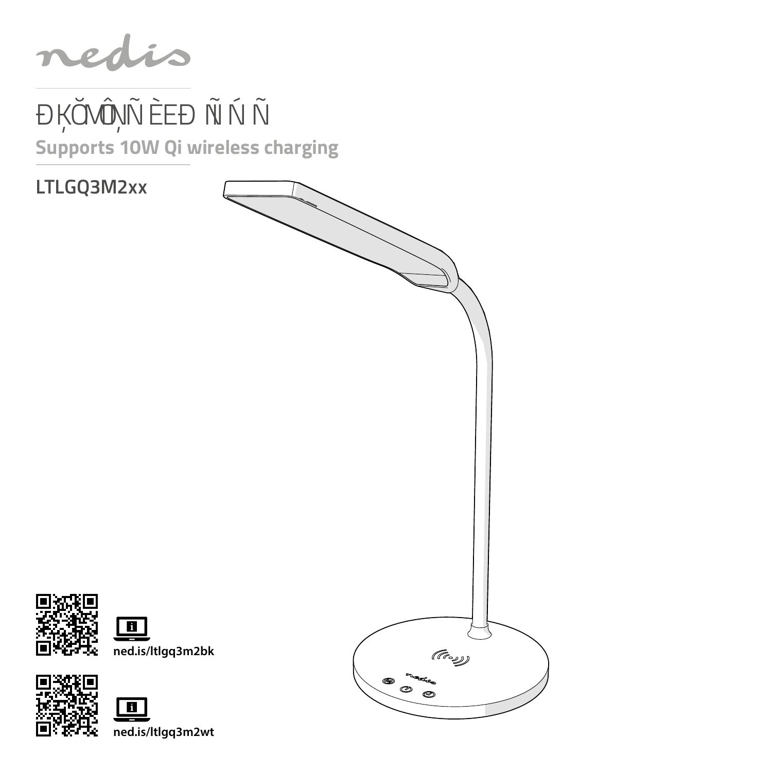nedis

ĐĶŎMÔŅÑ ÈÈĐ ÑŃŃ

**Supports 10W Qi wireless charging**

LTLGQ3M2xx

ned.is/ltlgq3m2bk

ned.is/ltlgq3m2wt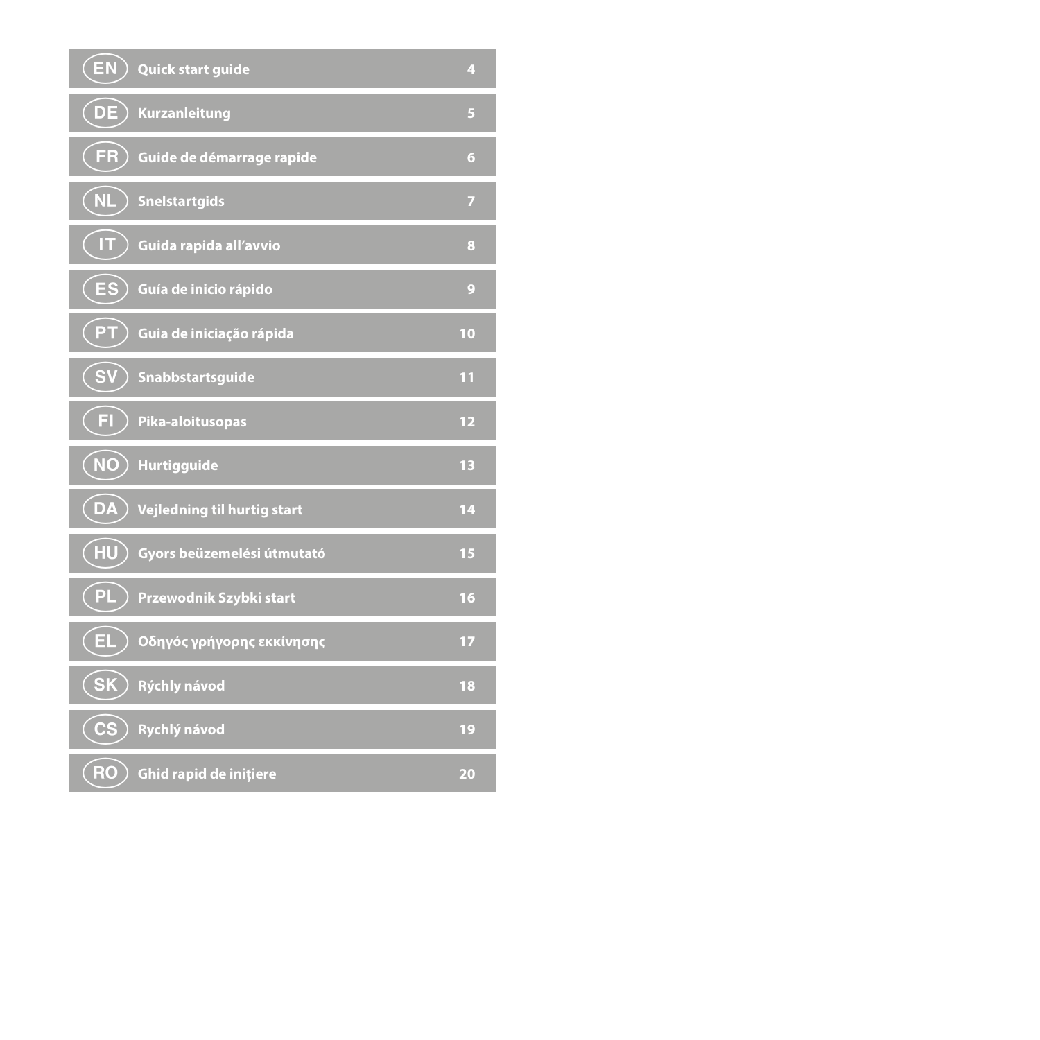| | | |
|---|---|---|
| EN | Quick start guide | 4 |
| DE | Kurzanleitung | 5 |
| FR | Guide de démarrage rapide | 6 |
| NL | Snelstartgids | 7 |
| IT | Guida rapida all'avvio | 8 |
| ES | Guía de inicio rápido | 9 |
| PT | Guia de iniciação rápida | 10 |
| SV | Snabbstartsguide | 11 |
| FI | Pika-aloitusopas | 12 |
| NO | Hurtigguide | 13 |
| DA | Vejledning til hurtig start | 14 |
| HU | Gyors beüzemelési útmutató | 15 |
| PL | Przewodnik Szybki start | 16 |
| EL | Οδηγός γρήγορης εκκίνησης | 17 |
| SK | Rýchly návod | 18 |
| CS | Rychlý návod | 19 |
| RO | Ghid rapid de inițiere | 20 |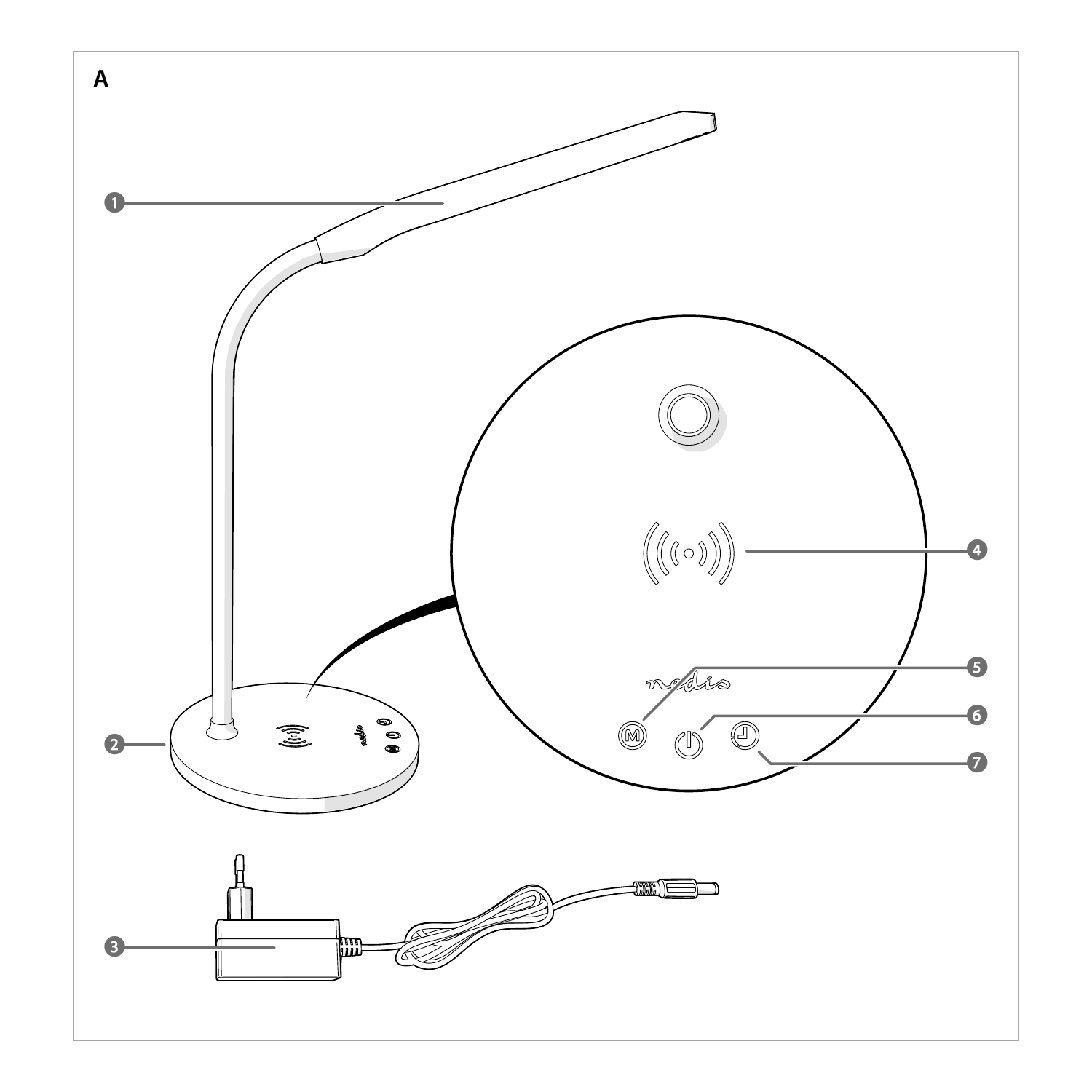A

1

2

3

4

5

6

7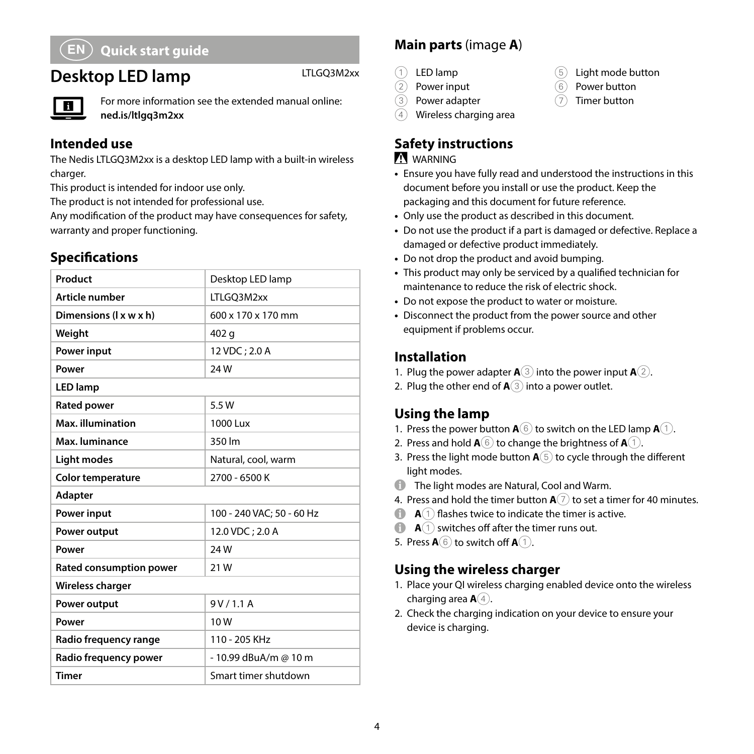# EN Quick start guide

## Desktop LED lamp

LTLGQ3M2xx

For more information see the extended manual online: **ned.is/ltlgq3m2xx**

### Intended use

The Nedis LTLGQ3M2xx is a desktop LED lamp with a built-in wireless charger.

This product is intended for indoor use only.

The product is not intended for professional use.

Any modification of the product may have consequences for safety, warranty and proper functioning.

### Specifications

| Product | Desktop LED lamp |
|---|---|
| **Article number** | LTLGQ3M2xx |
| **Dimensions (l x w x h)** | 600 x 170 x 170 mm |
| **Weight** | 402 g |
| **Power input** | 12 VDC ; 2.0 A |
| **Power** | 24 W |
| **LED lamp** | |
| **Rated power** | 5.5 W |
| **Max. illumination** | 1000 Lux |
| **Max. luminance** | 350 lm |
| **Light modes** | Natural, cool, warm |
| **Color temperature** | 2700 - 6500 K |
| **Adapter** | |
| **Power input** | 100 - 240 VAC; 50 - 60 Hz |
| **Power output** | 12.0 VDC ; 2.0 A |
| **Power** | 24 W |
| **Rated consumption power** | 21 W |
| **Wireless charger** | |
| **Power output** | 9 V / 1.1 A |
| **Power** | 10 W |
| **Radio frequency range** | 110 - 205 KHz |
| **Radio frequency power** | - 10.99 dBuA/m @ 10 m |
| **Timer** | Smart timer shutdown |

### Main parts (image A)

1. LED lamp
2. Power input
3. Power adapter
4. Wireless charging area
5. Light mode button
6. Power button
7. Timer button

### Safety instructions

WARNING

- Ensure you have fully read and understood the instructions in this document before you install or use the product. Keep the packaging and this document for future reference.
- Only use the product as described in this document.
- Do not use the product if a part is damaged or defective. Replace a damaged or defective product immediately.
- Do not drop the product and avoid bumping.
- This product may only be serviced by a qualified technician for maintenance to reduce the risk of electric shock.
- Do not expose the product to water or moisture.
- Disconnect the product from the power source and other equipment if problems occur.

### Installation

1. Plug the power adapter **A**3 into the power input **A**2.
2. Plug the other end of **A**3 into a power outlet.

### Using the lamp

1. Press the power button **A**6 to switch on the LED lamp **A**1.
2. Press and hold **A**6 to change the brightness of **A**1.
3. Press the light mode button **A**5 to cycle through the different light modes.

   The light modes are Natural, Cool and Warm.
4. Press and hold the timer button **A**7 to set a timer for 40 minutes.

   **A**1 flashes twice to indicate the timer is active.

   **A**1 switches off after the timer runs out.
5. Press **A**6 to switch off **A**1.

### Using the wireless charger

1. Place your QI wireless charging enabled device onto the wireless charging area **A**4.
2. Check the charging indication on your device to ensure your device is charging.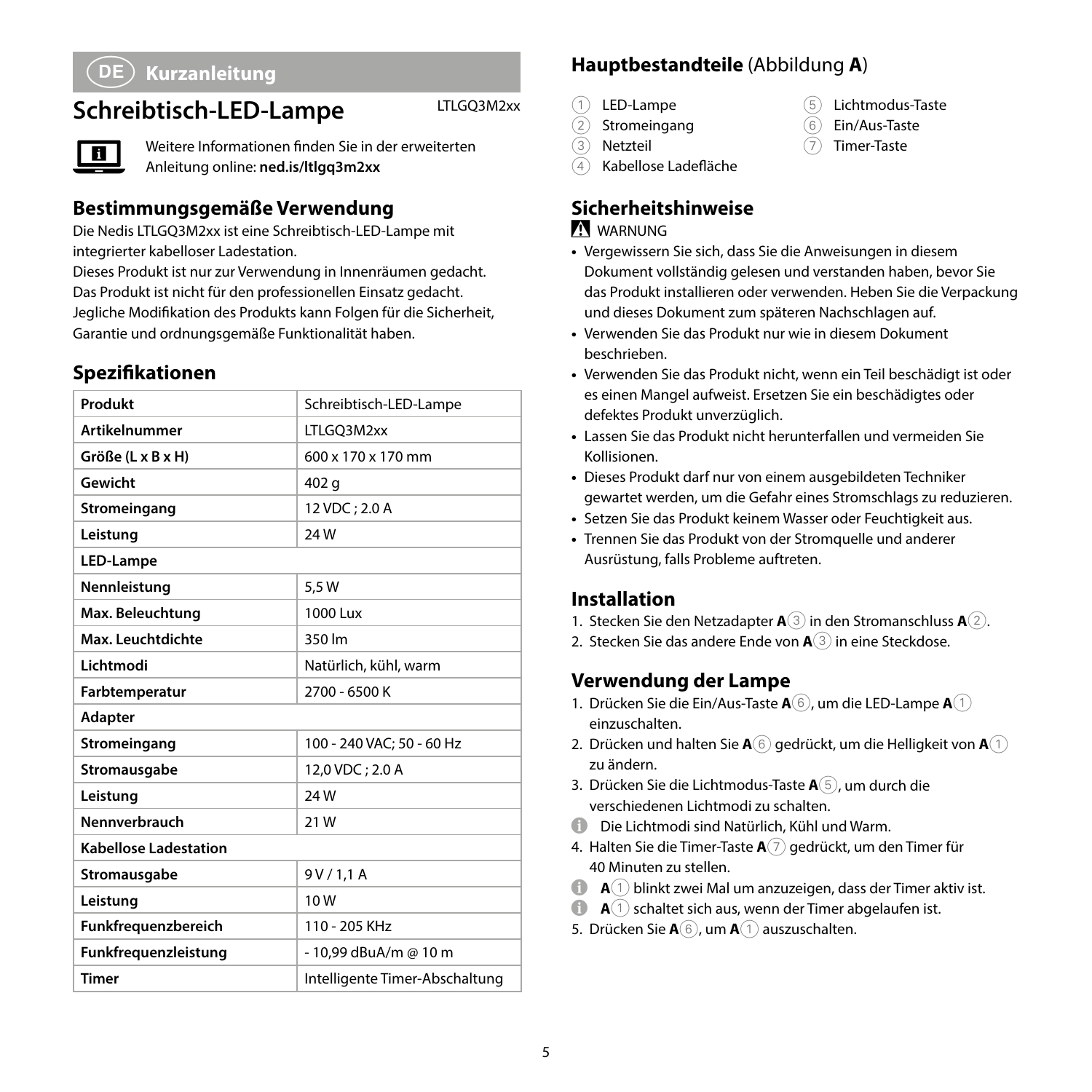# DE Kurzanleitung

## Schreibtisch-LED-Lampe

LTLGQ3M2xx

Weitere Informationen finden Sie in der erweiterten Anleitung online: **ned.is/ltlgq3m2xx**

### Bestimmungsgemäße Verwendung

Die Nedis LTLGQ3M2xx ist eine Schreibtisch-LED-Lampe mit integrierter kabelloser Ladestation.

Dieses Produkt ist nur zur Verwendung in Innenräumen gedacht.

Das Produkt ist nicht für den professionellen Einsatz gedacht.

Jegliche Modifikation des Produkts kann Folgen für die Sicherheit, Garantie und ordnungsgemäße Funktionalität haben.

### Spezifikationen

| Produkt | Schreibtisch-LED-Lampe |
| --- | --- |
| **Artikelnummer** | LTLGQ3M2xx |
| **Größe (L x B x H)** | 600 x 170 x 170 mm |
| **Gewicht** | 402 g |
| **Stromeingang** | 12 VDC ; 2.0 A |
| **Leistung** | 24 W |
| **LED-Lampe** | |
| **Nennleistung** | 5,5 W |
| **Max. Beleuchtung** | 1000 Lux |
| **Max. Leuchtdichte** | 350 lm |
| **Lichtmodi** | Natürlich, kühl, warm |
| **Farbtemperatur** | 2700 - 6500 K |
| **Adapter** | |
| **Stromeingang** | 100 - 240 VAC; 50 - 60 Hz |
| **Stromausgabe** | 12,0 VDC ; 2.0 A |
| **Leistung** | 24 W |
| **Nennverbrauch** | 21 W |
| **Kabellose Ladestation** | |
| **Stromausgabe** | 9 V / 1,1 A |
| **Leistung** | 10 W |
| **Funkfrequenzbereich** | 110 - 205 KHz |
| **Funkfrequenzleistung** | - 10,99 dBuA/m @ 10 m |
| **Timer** | Intelligente Timer-Abschaltung |

### Hauptbestandteile (Abbildung **A**)

1. LED-Lampe
2. Stromeingang
3. Netzteil
4. Kabellose Ladefläche
5. Lichtmodus-Taste
6. Ein/Aus-Taste
7. Timer-Taste

### Sicherheitshinweise

⚠ WARNUNG

- Vergewissern Sie sich, dass Sie die Anweisungen in diesem Dokument vollständig gelesen und verstanden haben, bevor Sie das Produkt installieren oder verwenden. Heben Sie die Verpackung und dieses Dokument zum späteren Nachschlagen auf.
- Verwenden Sie das Produkt nur wie in diesem Dokument beschrieben.
- Verwenden Sie das Produkt nicht, wenn ein Teil beschädigt ist oder es einen Mangel aufweist. Ersetzen Sie ein beschädigtes oder defektes Produkt unverzüglich.
- Lassen Sie das Produkt nicht herunterfallen und vermeiden Sie Kollisionen.
- Dieses Produkt darf nur von einem ausgebildeten Techniker gewartet werden, um die Gefahr eines Stromschlags zu reduzieren.
- Setzen Sie das Produkt keinem Wasser oder Feuchtigkeit aus.
- Trennen Sie das Produkt von der Stromquelle und anderer Ausrüstung, falls Probleme auftreten.

### Installation

1. Stecken Sie den Netzadapter **A**③ in den Stromanschluss **A**②.
2. Stecken Sie das andere Ende von **A**③ in eine Steckdose.

### Verwendung der Lampe

1. Drücken Sie die Ein/Aus-Taste **A**⑥, um die LED-Lampe **A**① einzuschalten.
2. Drücken und halten Sie **A**⑥ gedrückt, um die Helligkeit von **A**① zu ändern.
3. Drücken Sie die Lichtmodus-Taste **A**⑤, um durch die verschiedenen Lichtmodi zu schalten.

ℹ Die Lichtmodi sind Natürlich, Kühl und Warm.

4. Halten Sie die Timer-Taste **A**⑦ gedrückt, um den Timer für 40 Minuten zu stellen.

ℹ **A**① blinkt zwei Mal um anzuzeigen, dass der Timer aktiv ist.

ℹ **A**① schaltet sich aus, wenn der Timer abgelaufen ist.

5. Drücken Sie **A**⑥, um **A**① auszuschalten.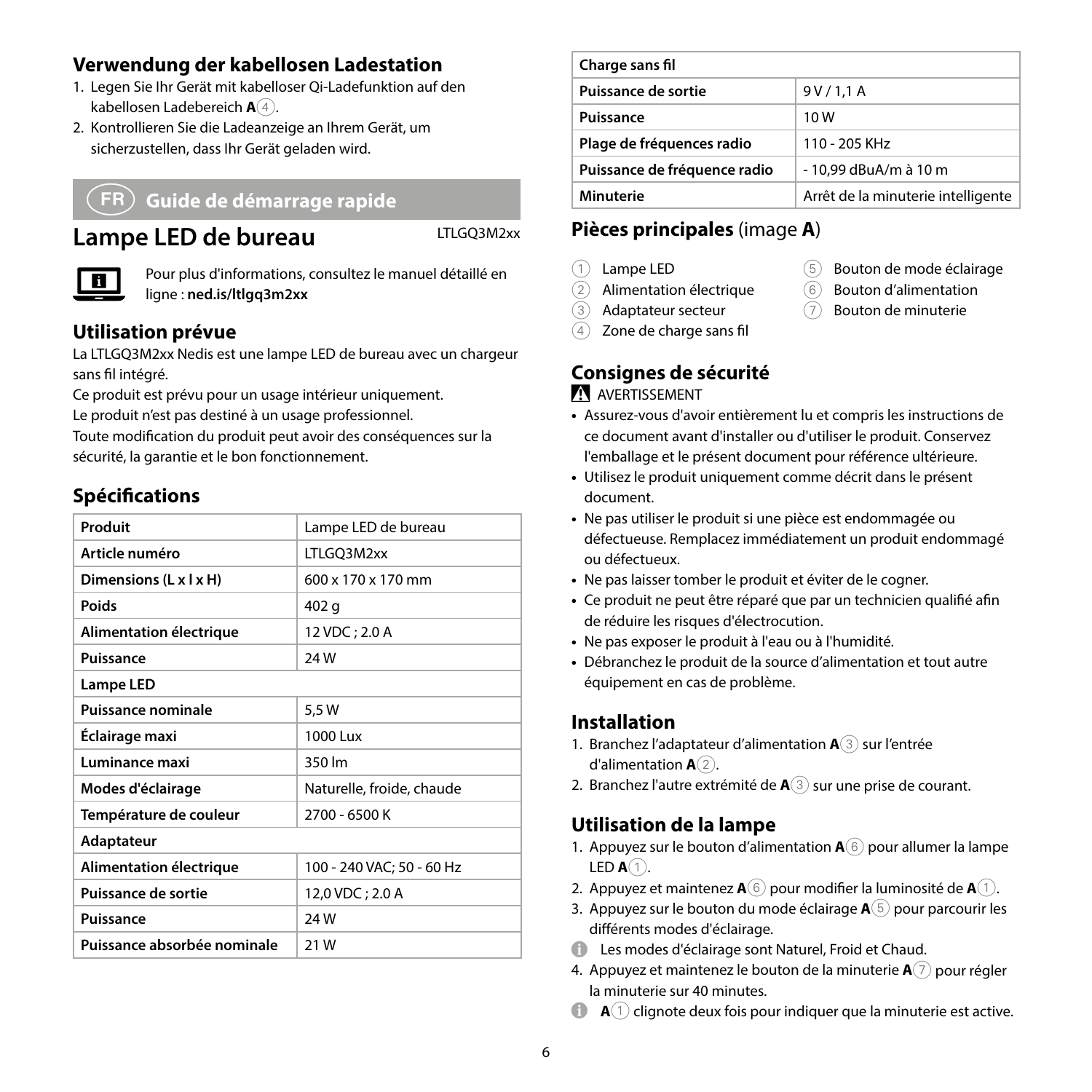## Verwendung der kabellosen Ladestation

1. Legen Sie Ihr Gerät mit kabelloser Qi-Ladefunktion auf den kabellosen Ladebereich **A**④.
2. Kontrollieren Sie die Ladeanzeige an Ihrem Gerät, um sicherzustellen, dass Ihr Gerät geladen wird.

## FR Guide de démarrage rapide

# Lampe LED de bureau

LTLGQ3M2xx

Pour plus d'informations, consultez le manuel détaillé en ligne : **ned.is/ltlgq3m2xx**

## Utilisation prévue

La LTLGQ3M2xx Nedis est une lampe LED de bureau avec un chargeur sans fil intégré.

Ce produit est prévu pour un usage intérieur uniquement.

Le produit n'est pas destiné à un usage professionnel.

Toute modification du produit peut avoir des conséquences sur la sécurité, la garantie et le bon fonctionnement.

## Spécifications

| Produit | Lampe LED de bureau |
|---|---|
| Article numéro | LTLGQ3M2xx |
| Dimensions (L x l x H) | 600 x 170 x 170 mm |
| Poids | 402 g |
| Alimentation électrique | 12 VDC ; 2.0 A |
| Puissance | 24 W |
| **Lampe LED** | |
| Puissance nominale | 5,5 W |
| Éclairage maxi | 1000 Lux |
| Luminance maxi | 350 lm |
| Modes d'éclairage | Naturelle, froide, chaude |
| Température de couleur | 2700 - 6500 K |
| **Adaptateur** | |
| Alimentation électrique | 100 - 240 VAC; 50 - 60 Hz |
| Puissance de sortie | 12,0 VDC ; 2.0 A |
| Puissance | 24 W |
| Puissance absorbée nominale | 21 W |
| **Charge sans fil** | |
| Puissance de sortie | 9 V / 1,1 A |
| Puissance | 10 W |
| Plage de fréquences radio | 110 - 205 KHz |
| Puissance de fréquence radio | - 10,99 dBuA/m à 10 m |
| Minuterie | Arrêt de la minuterie intelligente |

## Pièces principales (image A)

1. Lampe LED
2. Alimentation électrique
3. Adaptateur secteur
4. Zone de charge sans fil
5. Bouton de mode éclairage
6. Bouton d'alimentation
7. Bouton de minuterie

## Consignes de sécurité

⚠ AVERTISSEMENT

- Assurez-vous d'avoir entièrement lu et compris les instructions de ce document avant d'installer ou d'utiliser le produit. Conservez l'emballage et le présent document pour référence ultérieure.
- Utilisez le produit uniquement comme décrit dans le présent document.
- Ne pas utiliser le produit si une pièce est endommagée ou défectueuse. Remplacez immédiatement un produit endommagé ou défectueux.
- Ne pas laisser tomber le produit et éviter de le cogner.
- Ce produit ne peut être réparé que par un technicien qualifié afin de réduire les risques d'électrocution.
- Ne pas exposer le produit à l'eau ou à l'humidité.
- Débranchez le produit de la source d'alimentation et tout autre équipement en cas de problème.

## Installation

1. Branchez l'adaptateur d'alimentation **A**③ sur l'entrée d'alimentation **A**②.
2. Branchez l'autre extrémité de **A**③ sur une prise de courant.

## Utilisation de la lampe

1. Appuyez sur le bouton d'alimentation **A**⑥ pour allumer la lampe LED **A**①.
2. Appuyez et maintenez **A**⑥ pour modifier la luminosité de **A**①.
3. Appuyez sur le bouton du mode éclairage **A**⑤ pour parcourir les différents modes d'éclairage.

ⓘ Les modes d'éclairage sont Naturel, Froid et Chaud.

4. Appuyez et maintenez le bouton de la minuterie **A**⑦ pour régler la minuterie sur 40 minutes.

ⓘ **A**① clignote deux fois pour indiquer que la minuterie est active.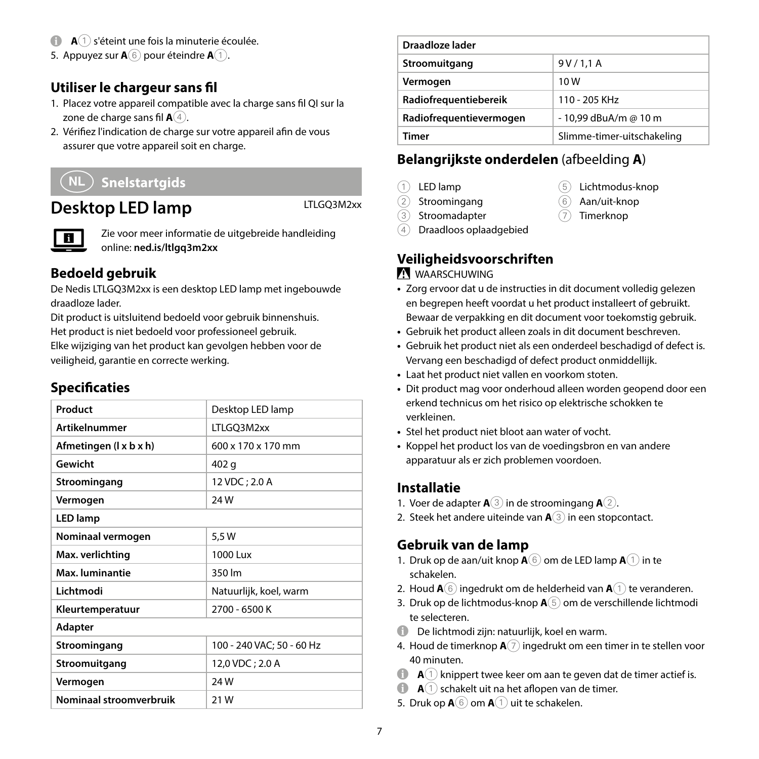ⓘ A① s'éteint une fois la minuterie écoulée.

5. Appuyez sur **A**⑥ pour éteindre **A**①.

### Utiliser le chargeur sans fil

1. Placez votre appareil compatible avec la charge sans fil QI sur la zone de charge sans fil **A**④.
2. Vérifiez l'indication de charge sur votre appareil afin de vous assurer que votre appareil soit en charge.

## NL Snelstartgids

# Desktop LED lamp

LTLGQ3M2xx

Zie voor meer informatie de uitgebreide handleiding online: **ned.is/ltlgq3m2xx**

### Bedoeld gebruik

De Nedis LTLGQ3M2xx is een desktop LED lamp met ingebouwde draadloze lader.

Dit product is uitsluitend bedoeld voor gebruik binnenshuis.

Het product is niet bedoeld voor professioneel gebruik.

Elke wijziging van het product kan gevolgen hebben voor de veiligheid, garantie en correcte werking.

### Specificaties

| **Product** | Desktop LED lamp |
|---|---|
| **Artikelnummer** | LTLGQ3M2xx |
| **Afmetingen (l x b x h)** | 600 x 170 x 170 mm |
| **Gewicht** | 402 g |
| **Stroomingang** | 12 VDC ; 2.0 A |
| **Vermogen** | 24 W |
| **LED lamp** | |
| **Nominaal vermogen** | 5,5 W |
| **Max. verlichting** | 1000 Lux |
| **Max. luminantie** | 350 lm |
| **Lichtmodi** | Natuurlijk, koel, warm |
| **Kleurtemperatuur** | 2700 - 6500 K |
| **Adapter** | |
| **Stroomingang** | 100 - 240 VAC; 50 - 60 Hz |
| **Stroomuitgang** | 12,0 VDC ; 2.0 A |
| **Vermogen** | 24 W |
| **Nominaal stroomverbruik** | 21 W |
| **Draadloze lader** | |
| **Stroomuitgang** | 9 V / 1,1 A |
| **Vermogen** | 10 W |
| **Radiofrequentiebereik** | 110 - 205 KHz |
| **Radiofrequentievermogen** | - 10,99 dBuA/m @ 10 m |
| **Timer** | Slimme-timer-uitschakeling |

### Belangrijkste onderdelen (afbeelding **A**)

1. LED lamp
2. Stroomingang
3. Stroomadapter
4. Draadloos oplaadgebied
5. Lichtmodus-knop
6. Aan/uit-knop
7. Timerknop

### Veiligheidsvoorschriften

⚠ WAARSCHUWING

- Zorg ervoor dat u de instructies in dit document volledig gelezen en begrepen heeft voordat u het product installeert of gebruikt. Bewaar de verpakking en dit document voor toekomstig gebruik.
- Gebruik het product alleen zoals in dit document beschreven.
- Gebruik het product niet als een onderdeel beschadigd of defect is. Vervang een beschadigd of defect product onmiddellijk.
- Laat het product niet vallen en voorkom stoten.
- Dit product mag voor onderhoud alleen worden geopend door een erkend technicus om het risico op elektrische schokken te verkleinen.
- Stel het product niet bloot aan water of vocht.
- Koppel het product los van de voedingsbron en van andere apparatuur als er zich problemen voordoen.

### Installatie

1. Voer de adapter **A**③ in de stroomingang **A**②.
2. Steek het andere uiteinde van **A**③ in een stopcontact.

### Gebruik van de lamp

1. Druk op de aan/uit knop **A**⑥ om de LED lamp **A**① in te schakelen.
2. Houd **A**⑥ ingedrukt om de helderheid van **A**① te veranderen.
3. Druk op de lichtmodus-knop **A**⑤ om de verschillende lichtmodi te selecteren.

ⓘ De lichtmodi zijn: natuurlijk, koel en warm.

4. Houd de timerknop **A**⑦ ingedrukt om een timer in te stellen voor 40 minuten.

ⓘ **A**① knippert twee keer om aan te geven dat de timer actief is.

ⓘ **A**① schakelt uit na het aflopen van de timer.

5. Druk op **A**⑥ om **A**① uit te schakelen.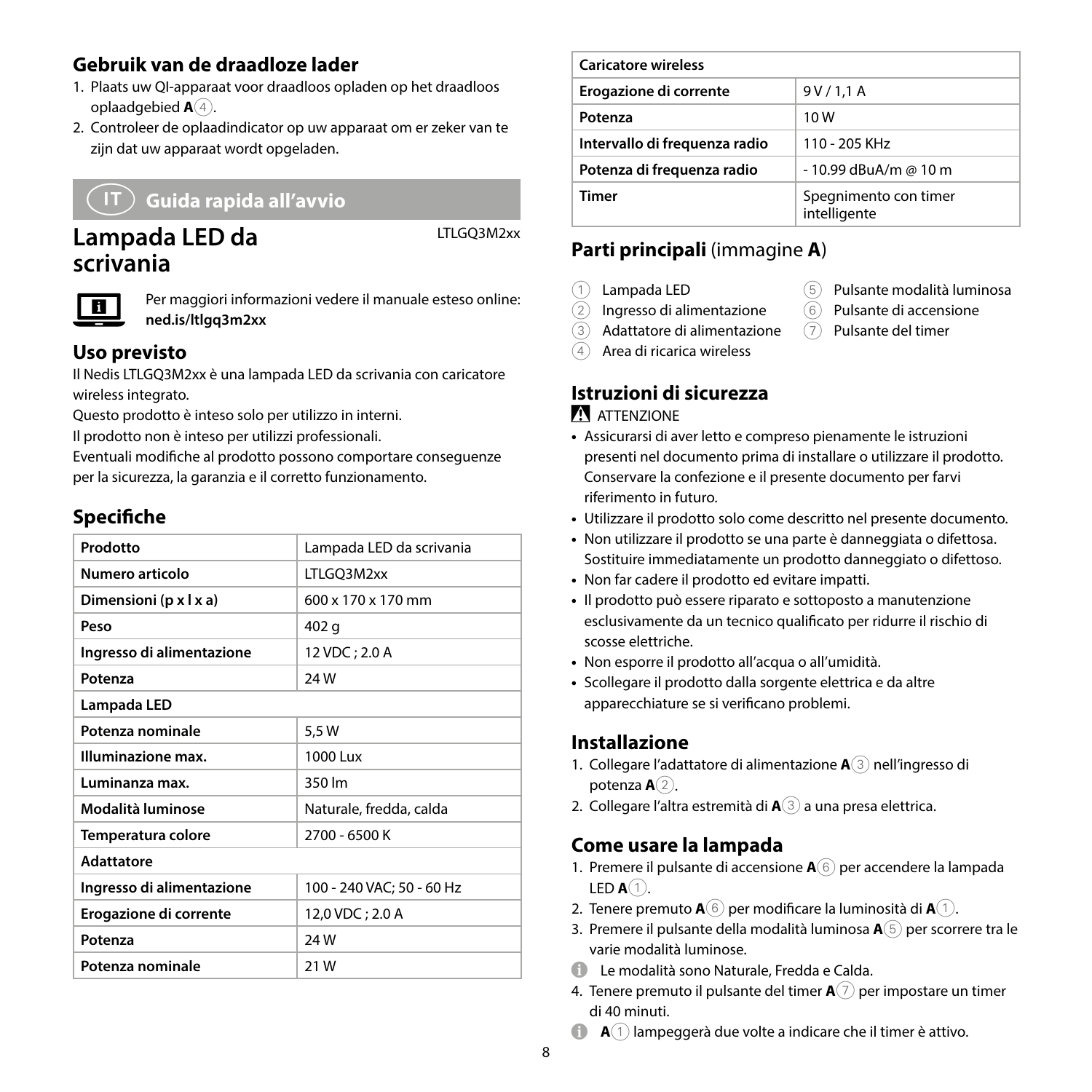## Gebruik van de draadloze lader

1. Plaats uw Ql-apparaat voor draadloos opladen op het draadloos oplaadgebied **A**④.
2. Controleer de oplaadindicator op uw apparaat om er zeker van te zijn dat uw apparaat wordt opgeladen.

# IT Guida rapida all'avvio

## Lampada LED da scrivania

LTLGQ3M2xx

Per maggiori informazioni vedere il manuale esteso online: **ned.is/ltlgq3m2xx**

### Uso previsto

Il Nedis LTLGQ3M2xx è una lampada LED da scrivania con caricatore wireless integrato.

Questo prodotto è inteso solo per utilizzo in interni.

Il prodotto non è inteso per utilizzi professionali.

Eventuali modifiche al prodotto possono comportare conseguenze per la sicurezza, la garanzia e il corretto funzionamento.

### Specifiche

| Prodotto | Lampada LED da scrivania |
|---|---|
| **Numero articolo** | LTLGQ3M2xx |
| **Dimensioni (p x l x a)** | 600 x 170 x 170 mm |
| **Peso** | 402 g |
| **Ingresso di alimentazione** | 12 VDC ; 2.0 A |
| **Potenza** | 24 W |
| **Lampada LED** | |
| **Potenza nominale** | 5,5 W |
| **Illuminazione max.** | 1000 Lux |
| **Luminanza max.** | 350 lm |
| **Modalità luminose** | Naturale, fredda, calda |
| **Temperatura colore** | 2700 - 6500 K |
| **Adattatore** | |
| **Ingresso di alimentazione** | 100 - 240 VAC; 50 - 60 Hz |
| **Erogazione di corrente** | 12,0 VDC ; 2.0 A |
| **Potenza** | 24 W |
| **Potenza nominale** | 21 W |
| **Caricatore wireless** | |
| **Erogazione di corrente** | 9 V / 1,1 A |
| **Potenza** | 10 W |
| **Intervallo di frequenza radio** | 110 - 205 KHz |
| **Potenza di frequenza radio** | - 10.99 dBuA/m @ 10 m |
| **Timer** | Spegnimento con timer intelligente |

### Parti principali (immagine A)

1. Lampada LED
2. Ingresso di alimentazione
3. Adattatore di alimentazione
4. Area di ricarica wireless
5. Pulsante modalità luminosa
6. Pulsante di accensione
7. Pulsante del timer

### Istruzioni di sicurezza

⚠ ATTENZIONE

- Assicurarsi di aver letto e compreso pienamente le istruzioni presenti nel documento prima di installare o utilizzare il prodotto. Conservare la confezione e il presente documento per farvi riferimento in futuro.
- Utilizzare il prodotto solo come descritto nel presente documento.
- Non utilizzare il prodotto se una parte è danneggiata o difettosa. Sostituire immediatamente un prodotto danneggiato o difettoso.
- Non far cadere il prodotto ed evitare impatti.
- Il prodotto può essere riparato e sottoposto a manutenzione esclusivamente da un tecnico qualificato per ridurre il rischio di scosse elettriche.
- Non esporre il prodotto all'acqua o all'umidità.
- Scollegare il prodotto dalla sorgente elettrica e da altre apparecchiature se si verificano problemi.

### Installazione

1. Collegare l'adattatore di alimentazione **A**③ nell'ingresso di potenza **A**②.
2. Collegare l'altra estremità di **A**③ a una presa elettrica.

### Come usare la lampada

1. Premere il pulsante di accensione **A**⑥ per accendere la lampada LED **A**①.
2. Tenere premuto **A**⑥ per modificare la luminosità di **A**①.
3. Premere il pulsante della modalità luminosa **A**⑤ per scorrere tra le varie modalità luminose.

ℹ Le modalità sono Naturale, Fredda e Calda.

4. Tenere premuto il pulsante del timer **A**⑦ per impostare un timer di 40 minuti.

ℹ **A**① lampeggerà due volte a indicare che il timer è attivo.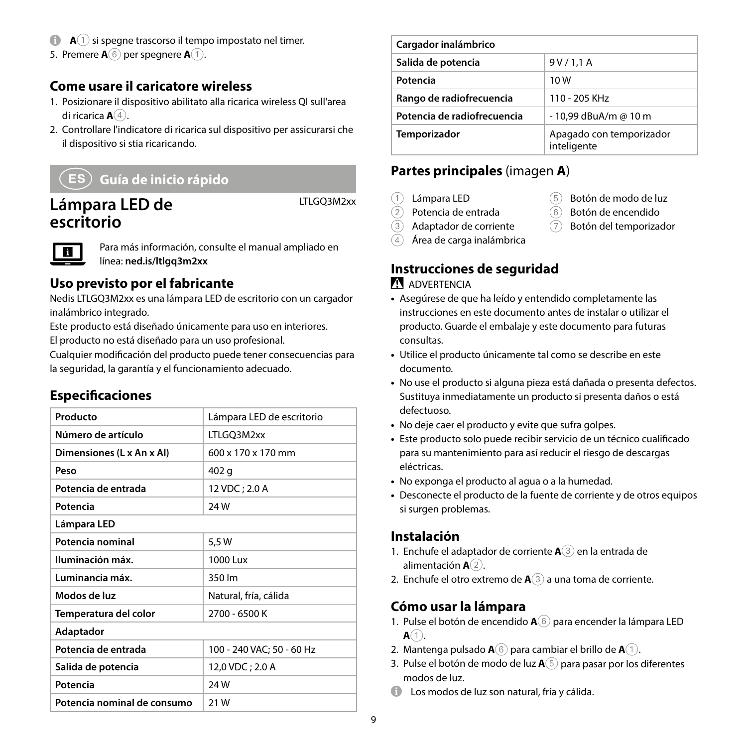ⓘ A① si spegne trascorso il tempo impostato nel timer.

5. Premere A⑥ per spegnere A①.

### Come usare il caricatore wireless

1. Posizionare il dispositivo abilitato alla ricarica wireless QI sull'area di ricarica A④.
2. Controllare l'indicatore di ricarica sul dispositivo per assicurarsi che il dispositivo si stia ricaricando.

## ES Guía de inicio rápido

# Lámpara LED de escritorio

LTLGQ3M2xx

Para más información, consulte el manual ampliado en línea: **ned.is/ltlgq3m2xx**

### Uso previsto por el fabricante

Nedis LTLGQ3M2xx es una lámpara LED de escritorio con un cargador inalámbrico integrado.
Este producto está diseñado únicamente para uso en interiores.
El producto no está diseñado para un uso profesional.
Cualquier modificación del producto puede tener consecuencias para la seguridad, la garantía y el funcionamiento adecuado.

### Especificaciones

| Producto | Lámpara LED de escritorio |
|---|---|
| Número de artículo | LTLGQ3M2xx |
| Dimensiones (L x An x Al) | 600 x 170 x 170 mm |
| Peso | 402 g |
| Potencia de entrada | 12 VDC ; 2.0 A |
| Potencia | 24 W |
| **Lámpara LED** | |
| Potencia nominal | 5,5 W |
| Iluminación máx. | 1000 Lux |
| Luminancia máx. | 350 lm |
| Modos de luz | Natural, fría, cálida |
| Temperatura del color | 2700 - 6500 K |
| **Adaptador** | |
| Potencia de entrada | 100 - 240 VAC; 50 - 60 Hz |
| Salida de potencia | 12,0 VDC ; 2.0 A |
| Potencia | 24 W |
| Potencia nominal de consumo | 21 W |
| **Cargador inalámbrico** | |
| Salida de potencia | 9 V / 1,1 A |
| Potencia | 10 W |
| Rango de radiofrecuencia | 110 - 205 KHz |
| Potencia de radiofrecuencia | - 10,99 dBuA/m @ 10 m |
| Temporizador | Apagado con temporizador inteligente |

### Partes principales (imagen A)

1. Lámpara LED
2. Potencia de entrada
3. Adaptador de corriente
4. Área de carga inalámbrica
5. Botón de modo de luz
6. Botón de encendido
7. Botón del temporizador

### Instrucciones de seguridad

⚠ ADVERTENCIA

- Asegúrese de que ha leído y entendido completamente las instrucciones en este documento antes de instalar o utilizar el producto. Guarde el embalaje y este documento para futuras consultas.
- Utilice el producto únicamente tal como se describe en este documento.
- No use el producto si alguna pieza está dañada o presenta defectos. Sustituya inmediatamente un producto si presenta daños o está defectuoso.
- No deje caer el producto y evite que sufra golpes.
- Este producto solo puede recibir servicio de un técnico cualificado para su mantenimiento para así reducir el riesgo de descargas eléctricas.
- No exponga el producto al agua o a la humedad.
- Desconecte el producto de la fuente de corriente y de otros equipos si surgen problemas.

### Instalación

1. Enchufe el adaptador de corriente A③ en la entrada de alimentación A②.
2. Enchufe el otro extremo de A③ a una toma de corriente.

### Cómo usar la lámpara

1. Pulse el botón de encendido A⑥ para encender la lámpara LED A①.
2. Mantenga pulsado A⑥ para cambiar el brillo de A①.
3. Pulse el botón de modo de luz A⑤ para pasar por los diferentes modos de luz.

ⓘ Los modos de luz son natural, fría y cálida.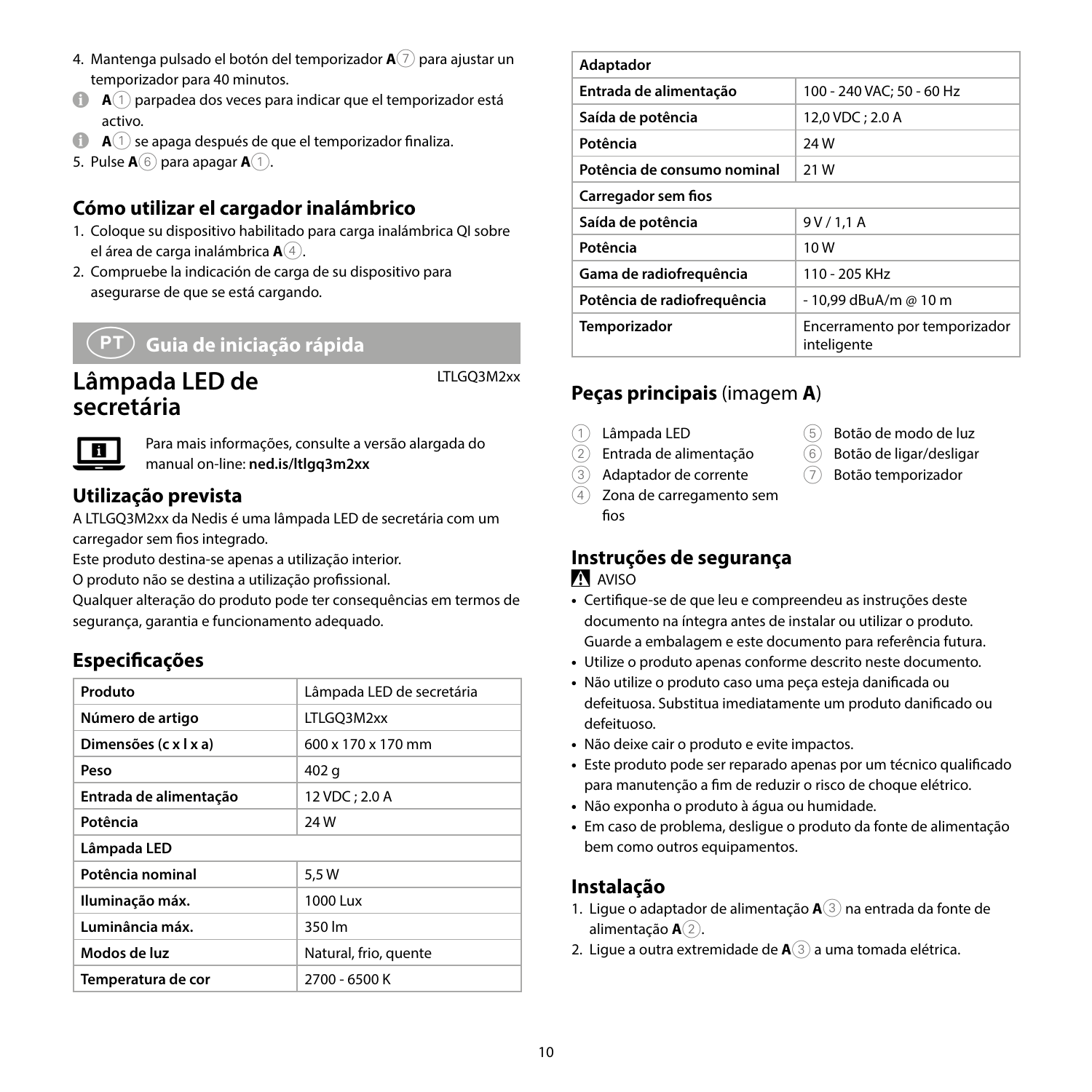4. Mantenga pulsado el botón del temporizador **A**⑦ para ajustar un temporizador para 40 minutos.

ℹ **A**① parpadea dos veces para indicar que el temporizador está activo.

ℹ **A**① se apaga después de que el temporizador finaliza.

5. Pulse **A**⑥ para apagar **A**①.

## Cómo utilizar el cargador inalámbrico

1. Coloque su dispositivo habilitado para carga inalámbrica QI sobre el área de carga inalámbrica **A**④.
2. Compruebe la indicación de carga de su dispositivo para asegurarse de que se está cargando.

# PT Guia de iniciação rápida

# Lâmpada LED de secretária

LTLGQ3M2xx

Para mais informações, consulte a versão alargada do manual on-line: **ned.is/ltlgq3m2xx**

## Utilização prevista

A LTLGQ3M2xx da Nedis é uma lâmpada LED de secretária com um carregador sem fios integrado.

Este produto destina-se apenas a utilização interior.

O produto não se destina a utilização profissional.

Qualquer alteração do produto pode ter consequências em termos de segurança, garantia e funcionamento adequado.

## Especificações

| Produto | Lâmpada LED de secretária |
|---|---|
| Número de artigo | LTLGQ3M2xx |
| Dimensões (c x l x a) | 600 x 170 x 170 mm |
| Peso | 402 g |
| Entrada de alimentação | 12 VDC ; 2.0 A |
| Potência | 24 W |
| **Lâmpada LED** | |
| Potência nominal | 5,5 W |
| Iluminação máx. | 1000 Lux |
| Luminância máx. | 350 lm |
| Modos de luz | Natural, frio, quente |
| Temperatura de cor | 2700 - 6500 K |
| **Adaptador** | |
| Entrada de alimentação | 100 - 240 VAC; 50 - 60 Hz |
| Saída de potência | 12,0 VDC ; 2.0 A |
| Potência | 24 W |
| Potência de consumo nominal | 21 W |
| **Carregador sem fios** | |
| Saída de potência | 9 V / 1,1 A |
| Potência | 10 W |
| Gama de radiofrequência | 110 - 205 KHz |
| Potência de radiofrequência | - 10,99 dBuA/m @ 10 m |
| Temporizador | Encerramento por temporizador inteligente |

## Peças principais (imagem **A**)

1. Lâmpada LED
2. Entrada de alimentação
3. Adaptador de corrente
4. Zona de carregamento sem fios
5. Botão de modo de luz
6. Botão de ligar/desligar
7. Botão temporizador

## Instruções de segurança

⚠ AVISO

- Certifique-se de que leu e compreendeu as instruções deste documento na íntegra antes de instalar ou utilizar o produto. Guarde a embalagem e este documento para referência futura.
- Utilize o produto apenas conforme descrito neste documento.
- Não utilize o produto caso uma peça esteja danificada ou defeituosa. Substitua imediatamente um produto danificado ou defeituoso.
- Não deixe cair o produto e evite impactos.
- Este produto pode ser reparado apenas por um técnico qualificado para manutenção a fim de reduzir o risco de choque elétrico.
- Não exponha o produto à água ou humidade.
- Em caso de problema, desligue o produto da fonte de alimentação bem como outros equipamentos.

## Instalação

1. Ligue o adaptador de alimentação **A**③ na entrada da fonte de alimentação **A**②.
2. Ligue a outra extremidade de **A**③ a uma tomada elétrica.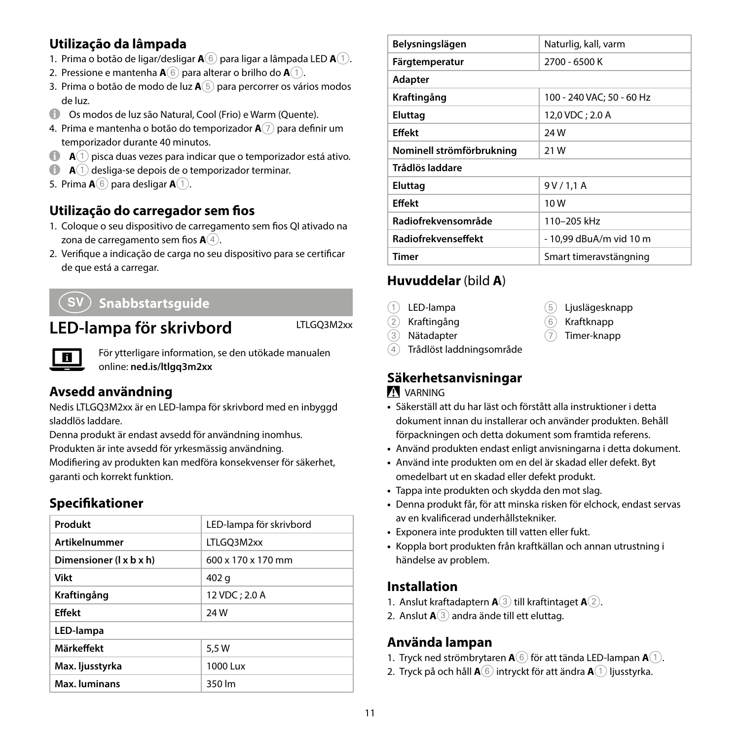## Utilização da lâmpada

1. Prima o botão de ligar/desligar **A**⑥ para ligar a lâmpada LED **A**①.
2. Pressione e mantenha **A**⑥ para alterar o brilho do **A**①.
3. Prima o botão de modo de luz **A**⑤ para percorrer os vários modos de luz.

Os modos de luz são Natural, Cool (Frio) e Warm (Quente).

4. Prima e mantenha o botão do temporizador **A**⑦ para definir um temporizador durante 40 minutos.

**A**① pisca duas vezes para indicar que o temporizador está ativo.

**A**① desliga-se depois de o temporizador terminar.

5. Prima **A**⑥ para desligar **A**①.

## Utilização do carregador sem fios

1. Coloque o seu dispositivo de carregamento sem fios QI ativado na zona de carregamento sem fios **A**④.
2. Verifique a indicação de carga no seu dispositivo para se certificar de que está a carregar.

# SV Snabbstartsguide

# LED-lampa för skrivbord

LTLGQ3M2xx

För ytterligare information, se den utökade manualen online: **ned.is/ltlgq3m2xx**

## Avsedd användning

Nedis LTLGQ3M2xx är en LED-lampa för skrivbord med en inbyggd sladdlös laddare.

Denna produkt är endast avsedd för användning inomhus.

Produkten är inte avsedd för yrkesmässig användning.

Modifiering av produkten kan medföra konsekvenser för säkerhet, garanti och korrekt funktion.

## Specifikationer

| Produkt | LED-lampa för skrivbord |
|---|---|
| Artikelnummer | LTLGQ3M2xx |
| Dimensioner (l x b x h) | 600 x 170 x 170 mm |
| Vikt | 402 g |
| Kraftingång | 12 VDC ; 2.0 A |
| Effekt | 24 W |
| **LED-lampa** | |
| Märkeffekt | 5,5 W |
| Max. ljusstyrka | 1000 Lux |
| Max. luminans | 350 lm |
| Belysningslägen | Naturlig, kall, varm |
| Färgtemperatur | 2700 - 6500 K |
| **Adapter** | |
| Kraftingång | 100 - 240 VAC; 50 - 60 Hz |
| Eluttag | 12,0 VDC ; 2.0 A |
| Effekt | 24 W |
| Nominell strömförbrukning | 21 W |
| **Trådlös laddare** | |
| Eluttag | 9 V / 1,1 A |
| Effekt | 10 W |
| Radiofrekvensområde | 110–205 kHz |
| Radiofrekvenseffekt | - 10,99 dBuA/m vid 10 m |
| Timer | Smart timeravstängning |

## Huvuddelar (bild A)

1. LED-lampa
2. Kraftingång
3. Nätadapter
4. Trådlöst laddningsområde
5. Ljuslägesknapp
6. Kraftknapp
7. Timer-knapp

## Säkerhetsanvisningar

VARNING

- Säkerställ att du har läst och förstått alla instruktioner i detta dokument innan du installerar och använder produkten. Behåll förpackningen och detta dokument som framtida referens.
- Använd produkten endast enligt anvisningarna i detta dokument.
- Använd inte produkten om en del är skadad eller defekt. Byt omedelbart ut en skadad eller defekt produkt.
- Tappa inte produkten och skydda den mot slag.
- Denna produkt får, för att minska risken för elchock, endast servas av en kvalificerad underhållstekniker.
- Exponera inte produkten till vatten eller fukt.
- Koppla bort produkten från kraftkällan och annan utrustning i händelse av problem.

## Installation

1. Anslut kraftadaptern **A**③ till kraftintaget **A**②.
2. Anslut **A**③ andra ände till ett eluttag.

## Använda lampan

1. Tryck ned strömbrytaren **A**⑥ för att tända LED-lampan **A**①.
2. Tryck på och håll **A**⑥ intryckt för att ändra **A**① ljusstyrka.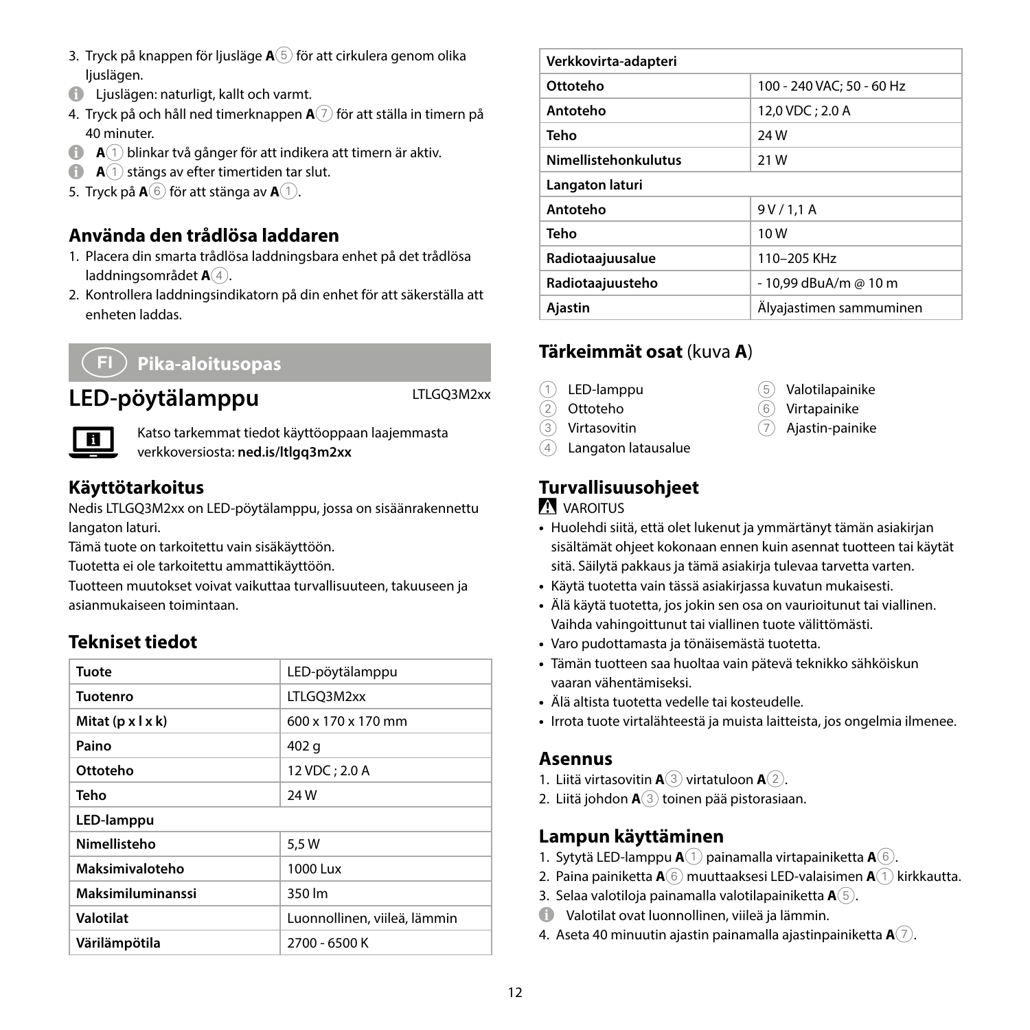3. Tryck på knappen för ljusläge **A**⑤ för att cirkulera genom olika ljuslägen.

ℹ Ljuslägen: naturligt, kallt och varmt.

4. Tryck på och håll ned timerknappen **A**⑦ för att ställa in timern på 40 minuter.

ℹ **A**① blinkar två gånger för att indikera att timern är aktiv.

ℹ **A**① stängs av efter timertiden tar slut.

5. Tryck på **A**⑥ för att stänga av **A**①.

### Använda den trådlösa laddaren

1. Placera din smarta trådlösa laddningsbara enhet på det trådlösa laddningsområdet **A**④.
2. Kontrollera laddningsindikatorn på din enhet för att säkerställa att enheten laddas.

## FI Pika-aloitusopas

# LED-pöytälamppu

LTLGQ3M2xx

Katso tarkemmat tiedot käyttöoppaan laajemmasta verkkoversiosta: **ned.is/ltlgq3m2xx**

### Käyttötarkoitus

Nedis LTLGQ3M2xx on LED-pöytälamppu, jossa on sisäänrakennettu langaton laturi.

Tämä tuote on tarkoitettu vain sisäkäyttöön.

Tuotetta ei ole tarkoitettu ammattikäyttöön.

Tuotteen muutokset voivat vaikuttaa turvallisuuteen, takuuseen ja asianmukaiseen toimintaan.

### Tekniset tiedot

| Tuote | LED-pöytälamppu |
|---|---|
| **Tuotenro** | LTLGQ3M2xx |
| **Mitat (p x l x k)** | 600 x 170 x 170 mm |
| **Paino** | 402 g |
| **Ottoteho** | 12 VDC ; 2.0 A |
| **Teho** | 24 W |
| **LED-lamppu** | |
| **Nimellisteho** | 5,5 W |
| **Maksimivaloteho** | 1000 Lux |
| **Maksimiluminanssi** | 350 lm |
| **Valotilat** | Luonnollinen, viileä, lämmin |
| **Värilämpötila** | 2700 - 6500 K |
| **Verkkovirta-adapteri** | |
| **Ottoteho** | 100 - 240 VAC; 50 - 60 Hz |
| **Antoteho** | 12,0 VDC ; 2.0 A |
| **Teho** | 24 W |
| **Nimellistehonkulutus** | 21 W |
| **Langaton laturi** | |
| **Antoteho** | 9 V / 1,1 A |
| **Teho** | 10 W |
| **Radiotaajuusalue** | 110–205 KHz |
| **Radiotaajuusteho** | - 10,99 dBuA/m @ 10 m |
| **Ajastin** | Älyajastimen sammuminen |

### Tärkeimmät osat (kuva **A**)

1. LED-lamppu
2. Ottoteho
3. Virtasovitin
4. Langaton latausalue
5. Valotilapainike
6. Virtapainike
7. Ajastin-painike

### Turvallisuusohjeet

⚠ VAROITUS

- Huolehdi siitä, että olet lukenut ja ymmärtänyt tämän asiakirjan sisältämät ohjeet kokonaan ennen kuin asennat tuotteen tai käytät sitä. Säilytä pakkaus ja tämä asiakirja tulevaa tarvetta varten.
- Käytä tuotetta vain tässä asiakirjassa kuvatun mukaisesti.
- Älä käytä tuotetta, jos jokin sen osa on vaurioitunut tai viallinen. Vaihda vahingoittunut tai viallinen tuote välittömästi.
- Varo pudottamasta ja tönäisemästä tuotetta.
- Tämän tuotteen saa huoltaa vain pätevä teknikko sähköiskun vaaran vähentämiseksi.
- Älä altista tuotetta vedelle tai kosteudelle.
- Irrota tuote virtalähteestä ja muista laitteista, jos ongelmia ilmenee.

### Asennus

1. Liitä virtasovitin **A**③ virtatuloon **A**②.
2. Liitä johdon **A**③ toinen pää pistorasiaan.

### Lampun käyttäminen

1. Sytytä LED-lamppu **A**① painamalla virtapainiketta **A**⑥.
2. Paina painiketta **A**⑥ muuttaaksesi LED-valaisimen **A**① kirkkautta.
3. Selaa valotiloja painamalla valotilapainiketta **A**⑤.

ℹ Valotilat ovat luonnollinen, viileä ja lämmin.

4. Aseta 40 minuutin ajastin painamalla ajastinpainiketta **A**⑦.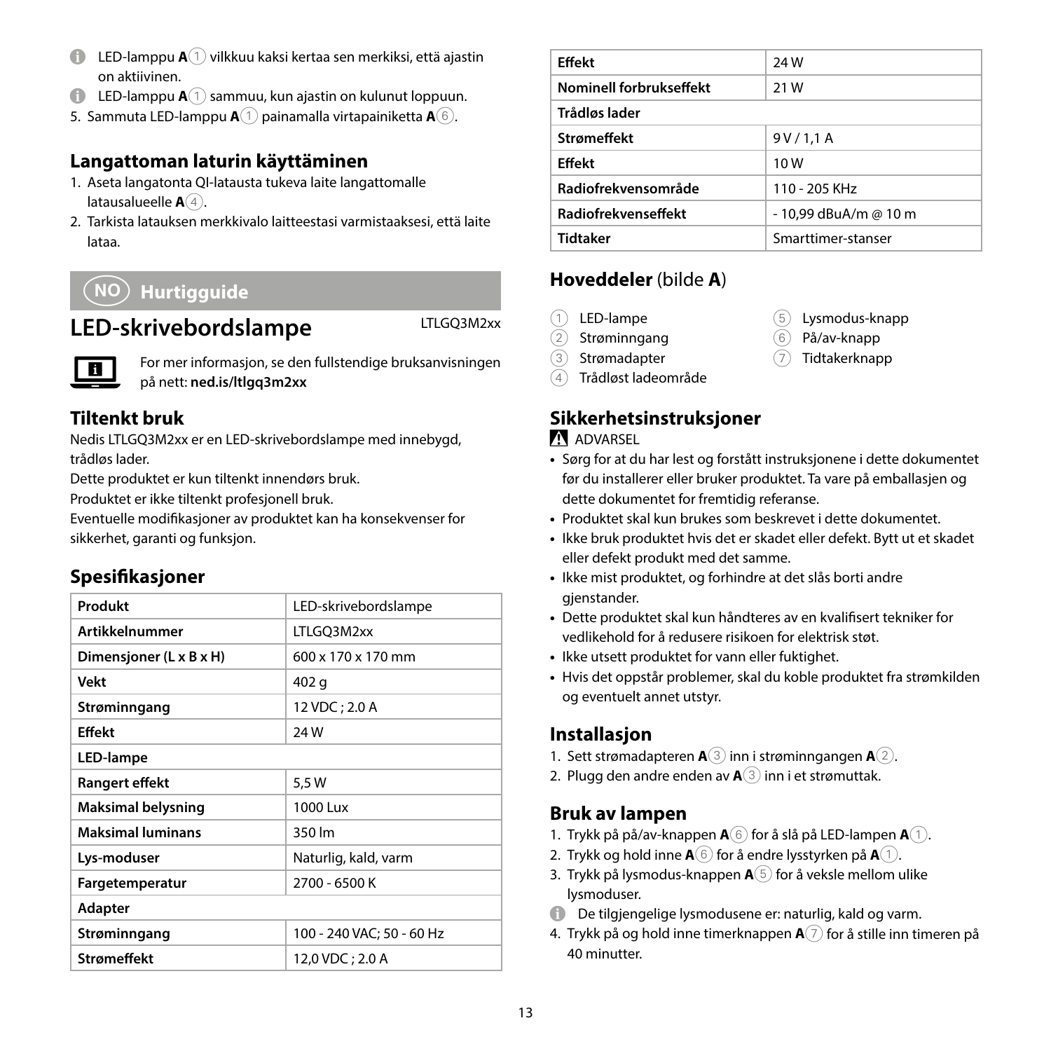- ⓘ LED-lamppu **A**① vilkkuu kaksi kertaa sen merkiksi, että ajastin on aktiivinen.
- ⓘ LED-lamppu **A**① sammuu, kun ajastin on kulunut loppuun.

5. Sammuta LED-lamppu **A**① painamalla virtapainiketta **A**⑥.

## Langattoman laturin käyttäminen

1. Aseta langatonta QI-latausta tukeva laite langattomalle latausalueelle **A**④.
2. Tarkista latauksen merkkivalo laitteestasi varmistaaksesi, että laite lataa.

# NO Hurtigguide

## LED-skrivebordslampe

LTLGQ3M2xx

For mer informasjon, se den fullstendige bruksanvisningen på nett: **ned.is/ltlgq3m2xx**

## Tiltenkt bruk

Nedis LTLGQ3M2xx er en LED-skrivebordslampe med innebygd, trådløs lader.

Dette produktet er kun tiltenkt innendørs bruk.

Produktet er ikke tiltenkt profesjonell bruk.

Eventuelle modifikasjoner av produktet kan ha konsekvenser for sikkerhet, garanti og funksjon.

## Spesifikasjoner

| Produkt | LED-skrivebordslampe |
|---|---|
| Artikkelnummer | LTLGQ3M2xx |
| Dimensjoner (L x B x H) | 600 x 170 x 170 mm |
| Vekt | 402 g |
| Strøminngang | 12 VDC ; 2.0 A |
| Effekt | 24 W |
| **LED-lampe** | |
| Rangert effekt | 5,5 W |
| Maksimal belysning | 1000 Lux |
| Maksimal luminans | 350 lm |
| Lys-moduser | Naturlig, kald, varm |
| Fargetemperatur | 2700 - 6500 K |
| **Adapter** | |
| Strøminngang | 100 - 240 VAC; 50 - 60 Hz |
| Strømeffekt | 12,0 VDC ; 2.0 A |
| Effekt | 24 W |
| Nominell forbrukseffekt | 21 W |
| **Trådløs lader** | |
| Strømeffekt | 9 V / 1,1 A |
| Effekt | 10 W |
| Radiofrekvensområde | 110 - 205 KHz |
| Radiofrekvenseffekt | - 10,99 dBuA/m @ 10 m |
| Tidtaker | Smarttimer-stanser |

## Hoveddeler (bilde A)

1. LED-lampe
2. Strøminngang
3. Strømadapter
4. Trådløst ladeområde
5. Lysmodus-knapp
6. På/av-knapp
7. Tidtakerknapp

## Sikkerhetsinstruksjoner

⚠ ADVARSEL

- Sørg for at du har lest og forstått instruksjonene i dette dokumentet før du installerer eller bruker produktet. Ta vare på emballasjen og dette dokumentet for fremtidig referanse.
- Produktet skal kun brukes som beskrevet i dette dokumentet.
- Ikke bruk produktet hvis det er skadet eller defekt. Bytt ut et skadet eller defekt produkt med det samme.
- Ikke mist produktet, og forhindre at det slås borti andre gjenstander.
- Dette produktet skal kun håndteres av en kvalifisert tekniker for vedlikehold for å redusere risikoen for elektrisk støt.
- Ikke utsett produktet for vann eller fuktighet.
- Hvis det oppstår problemer, skal du koble produktet fra strømkilden og eventuelt annet utstyr.

## Installasjon

1. Sett strømadapteren **A**③ inn i strøminngangen **A**②.
2. Plugg den andre enden av **A**③ inn i et strømuttak.

## Bruk av lampen

1. Trykk på på/av-knappen **A**⑥ for å slå på LED-lampen **A**①.
2. Trykk og hold inne **A**⑥ for å endre lysstyrken på **A**①.
3. Trykk på lysmodus-knappen **A**⑤ for å veksle mellom ulike lysmoduser.

ⓘ De tilgjengelige lysmodusene er: naturlig, kald og varm.

4. Trykk på og hold inne timerknappen **A**⑦ for å stille inn timeren på 40 minutter.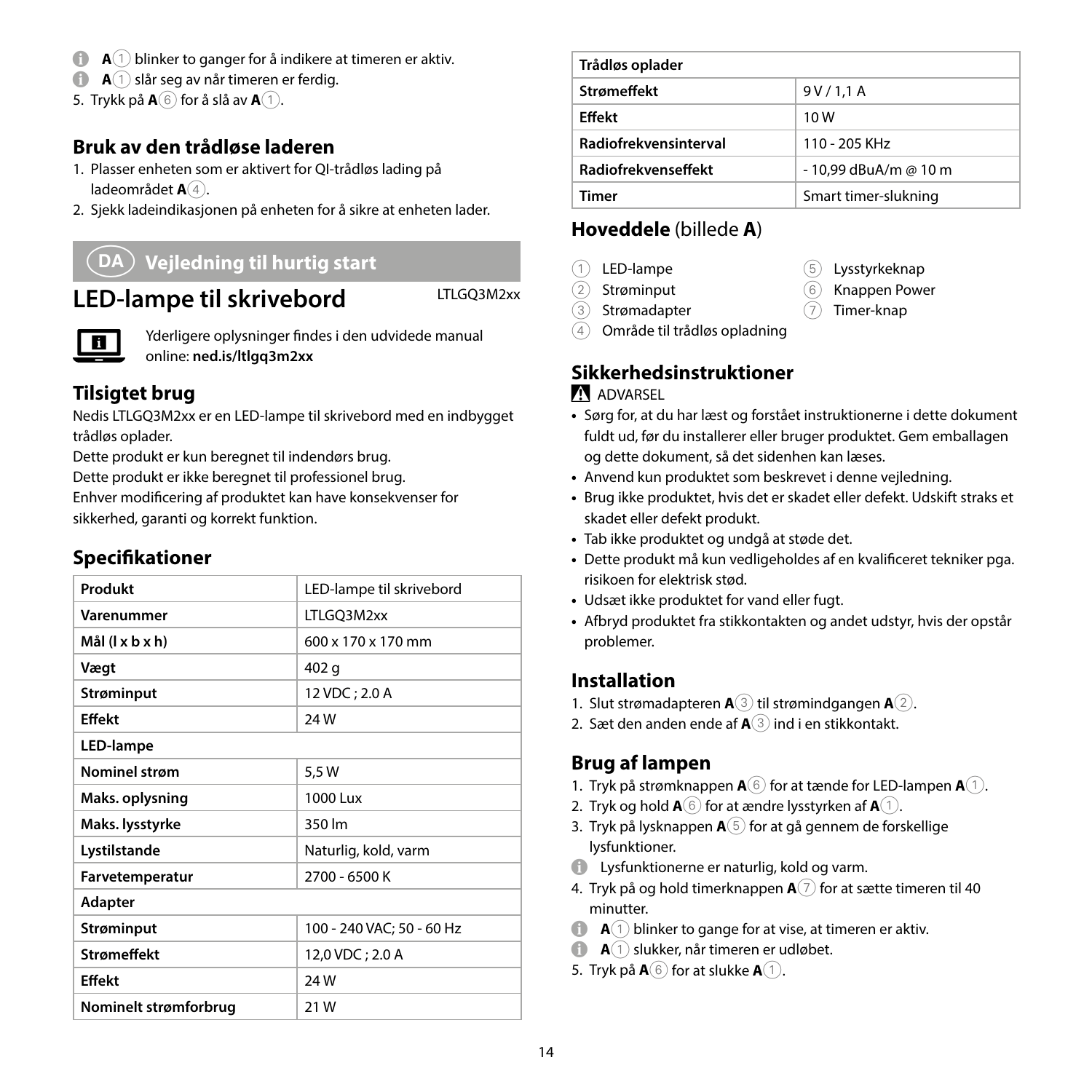- A① blinker to ganger for å indikere at timeren er aktiv.
- A① slår seg av når timeren er ferdig.

5. Trykk på A⑥ for å slå av A①.

### Bruk av den trådløse laderen

1. Plasser enheten som er aktivert for QI-trådløs lading på ladeområdet A④.
2. Sjekk ladeindikasjonen på enheten for å sikre at enheten lader.

## DA Vejledning til hurtig start

# LED-lampe til skrivebord

LTLGQ3M2xx

Yderligere oplysninger findes i den udvidede manual online: **ned.is/ltlgq3m2xx**

### Tilsigtet brug

Nedis LTLGQ3M2xx er en LED-lampe til skrivebord med en indbygget trådløs oplader.

Dette produkt er kun beregnet til indendørs brug.

Dette produkt er ikke beregnet til professionel brug.

Enhver modificering af produktet kan have konsekvenser for sikkerhed, garanti og korrekt funktion.

### Specifikationer

| Produkt | LED-lampe til skrivebord |
|---|---|
| Varenummer | LTLGQ3M2xx |
| Mål (l x b x h) | 600 x 170 x 170 mm |
| Vægt | 402 g |
| Strøminput | 12 VDC ; 2.0 A |
| Effekt | 24 W |
| **LED-lampe** | |
| Nominel strøm | 5,5 W |
| Maks. oplysning | 1000 Lux |
| Maks. lysstyrke | 350 lm |
| Lystilstande | Naturlig, kold, varm |
| Farvetemperatur | 2700 - 6500 K |
| **Adapter** | |
| Strøminput | 100 - 240 VAC; 50 - 60 Hz |
| Strømeffekt | 12,0 VDC ; 2.0 A |
| Effekt | 24 W |
| Nominelt strømforbrug | 21 W |
| **Trådløs oplader** | |
| Strømeffekt | 9 V / 1,1 A |
| Effekt | 10 W |
| Radiofrekvensinterval | 110 - 205 KHz |
| Radiofrekvenseffekt | - 10,99 dBuA/m @ 10 m |
| Timer | Smart timer-slukning |

### Hoveddele (billede A)

1. LED-lampe
2. Strøminput
3. Strømadapter
4. Område til trådløs opladning
5. Lysstyrkeknap
6. Knappen Power
7. Timer-knap

### Sikkerhedsinstruktioner

⚠ ADVARSEL

- Sørg for, at du har læst og forstået instruktionerne i dette dokument fuldt ud, før du installerer eller bruger produktet. Gem emballagen og dette dokument, så det sidenhen kan læses.
- Anvend kun produktet som beskrevet i denne vejledning.
- Brug ikke produktet, hvis det er skadet eller defekt. Udskift straks et skadet eller defekt produkt.
- Tab ikke produktet og undgå at støde det.
- Dette produkt må kun vedligeholdes af en kvalificeret tekniker pga. risikoen for elektrisk stød.
- Udsæt ikke produktet for vand eller fugt.
- Afbryd produktet fra stikkontakten og andet udstyr, hvis der opstår problemer.

### Installation

1. Slut strømadapteren A③ til strømindgangen A②.
2. Sæt den anden ende af A③ ind i en stikkontakt.

### Brug af lampen

1. Tryk på strømknappen A⑥ for at tænde for LED-lampen A①.
2. Tryk og hold A⑥ for at ændre lysstyrken af A①.
3. Tryk på lysknappen A⑤ for at gå gennem de forskellige lysfunktioner.
   - Lysfunktionerne er naturlig, kold og varm.
4. Tryk på og hold timerknappen A⑦ for at sætte timeren til 40 minutter.
   - A① blinker to gange for at vise, at timeren er aktiv.
   - A① slukker, når timeren er udløbet.
5. Tryk på A⑥ for at slukke A①.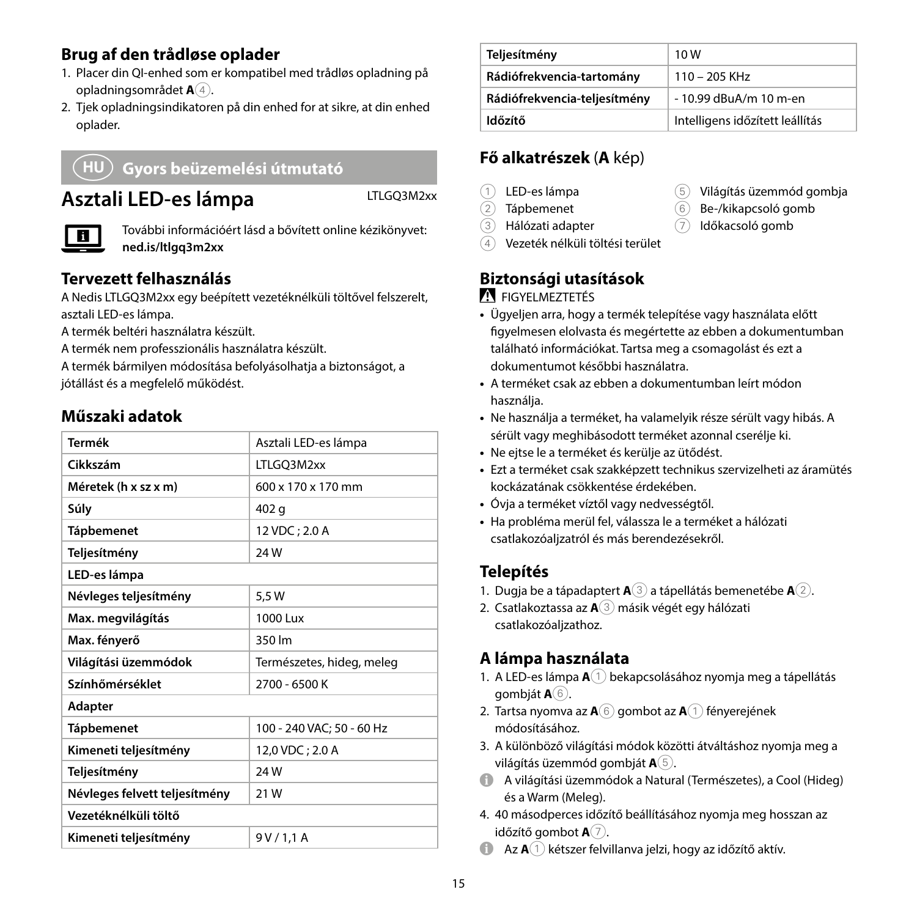## Brug af den trådløse oplader

1. Placer din QI-enhed som er kompatibel med trådløs opladning på opladningsområdet **A**④.
2. Tjek opladningsindikatoren på din enhed for at sikre, at din enhed oplader.

## HU Gyors beüzemelési útmutató

# Asztali LED-es lámpa

LTLGQ3M2xx

További információért lásd a bővített online kézikönyvet: **ned.is/ltlgq3m2xx**

## Tervezett felhasználás

A Nedis LTLGQ3M2xx egy beépített vezetéknélküli töltővel felszerelt, asztali LED-es lámpa.

A termék beltéri használatra készült.

A termék nem professzionális használatra készült.

A termék bármilyen módosítása befolyásolhatja a biztonságot, a jótállást és a megfelelő működést.

## Műszaki adatok

| Termék | Asztali LED-es lámpa |
|---|---|
| Cikkszám | LTLGQ3M2xx |
| Méretek (h x sz x m) | 600 x 170 x 170 mm |
| Súly | 402 g |
| Tápbemenet | 12 VDC ; 2.0 A |
| Teljesítmény | 24 W |
| **LED-es lámpa** | |
| Névleges teljesítmény | 5,5 W |
| Max. megvilágítás | 1000 Lux |
| Max. fényerő | 350 lm |
| Világítási üzemmódok | Természetes, hideg, meleg |
| Színhőmérséklet | 2700 - 6500 K |
| **Adapter** | |
| Tápbemenet | 100 - 240 VAC; 50 - 60 Hz |
| Kimeneti teljesítmény | 12,0 VDC ; 2.0 A |
| Teljesítmény | 24 W |
| Névleges felvett teljesítmény | 21 W |
| **Vezetéknélküli töltő** | |
| Kimeneti teljesítmény | 9 V / 1,1 A |
| Teljesítmény | 10 W |
| Rádiófrekvencia-tartomány | 110 – 205 KHz |
| Rádiófrekvencia-teljesítmény | - 10.99 dBuA/m 10 m-en |
| Időzítő | Intelligens időzített leállítás |

## Fő alkatrészek (A kép)

1. LED-es lámpa
2. Tápbemenet
3. Hálózati adapter
4. Vezeték nélküli töltési terület
5. Világítás üzemmód gombja
6. Be-/kikapcsoló gomb
7. Időkacsoló gomb

## Biztonsági utasítások

⚠ FIGYELMEZTETÉS

- Ügyeljen arra, hogy a termék telepítése vagy használata előtt figyelmesen elolvasta és megértette az ebben a dokumentumban található információkat. Tartsa meg a csomagolást és ezt a dokumentumot későbbi használatra.
- A terméket csak az ebben a dokumentumban leírt módon használja.
- Ne használja a terméket, ha valamelyik része sérült vagy hibás. A sérült vagy meghibásodott terméket azonnal cserélje ki.
- Ne ejtse le a terméket és kerülje az ütődést.
- Ezt a terméket csak szakképzett technikus szervizelheti az áramütés kockázatának csökkentése érdekében.
- Óvja a terméket víztől vagy nedvességtől.
- Ha probléma merül fel, válassza le a terméket a hálózati csatlakozóaljzatról és más berendezésekről.

## Telepítés

1. Dugja be a tápadaptert **A**③ a tápellátás bemenetébe **A**②.
2. Csatlakoztassa az **A**③ másik végét egy hálózati csatlakozóaljzathoz.

## A lámpa használata

1. A LED-es lámpa **A**① bekapcsolásához nyomja meg a tápellátás gombját **A**⑥.
2. Tartsa nyomva az **A**⑥ gombot az **A**① fényerejének módosításához.
3. A különböző világítási módok közötti átváltáshoz nyomja meg a világítás üzemmód gombját **A**⑤.

ⓘ A világítási üzemmódok a Natural (Természetes), a Cool (Hideg) és a Warm (Meleg).

4. 40 másodperces időzítő beállításához nyomja meg hosszan az időzítő gombot **A**⑦.

ⓘ Az **A**① kétszer felvillanva jelzi, hogy az időzítő aktív.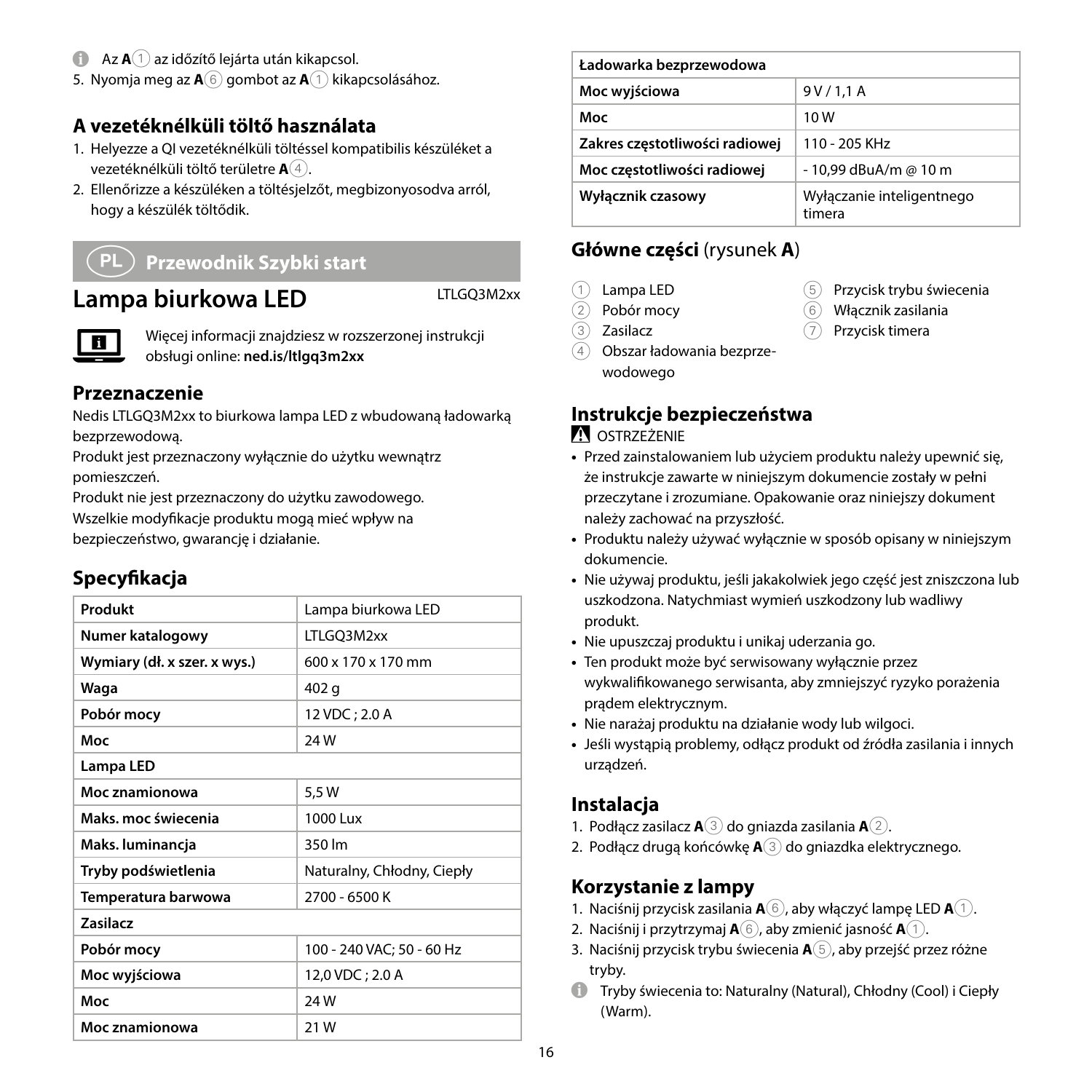ⓘ Az **A**① az időzítő lejárta után kikapcsol.

5. Nyomja meg az **A**⑥ gombot az **A**① kikapcsolásához.

## A vezetéknélküli töltő használata

1. Helyezze a QI vezetéknélküli töltéssel kompatibilis készüléket a vezetéknélküli töltő területre **A**④.
2. Ellenőrizze a készüléken a töltésjelzőt, megbizonyosodva arról, hogy a készülék töltődik.

## PL Przewodnik Szybki start

# Lampa biurkowa LED

LTLGQ3M2xx

Więcej informacji znajdziesz w rozszerzonej instrukcji obsługi online: **ned.is/ltlgq3m2xx**

## Przeznaczenie

Nedis LTLGQ3M2xx to biurkowa lampa LED z wbudowaną ładowarką bezprzewodową.

Produkt jest przeznaczony wyłącznie do użytku wewnątrz pomieszczeń.

Produkt nie jest przeznaczony do użytku zawodowego.

Wszelkie modyfikacje produktu mogą mieć wpływ na bezpieczeństwo, gwarancję i działanie.

## Specyfikacja

| Produkt | Lampa biurkowa LED |
|---|---|
| Numer katalogowy | LTLGQ3M2xx |
| Wymiary (dł. x szer. x wys.) | 600 x 170 x 170 mm |
| Waga | 402 g |
| Pobór mocy | 12 VDC ; 2.0 A |
| Moc | 24 W |
| **Lampa LED** | |
| Moc znamionowa | 5,5 W |
| Maks. moc świecenia | 1000 Lux |
| Maks. luminancja | 350 lm |
| Tryby podświetlenia | Naturalny, Chłodny, Ciepły |
| Temperatura barwowa | 2700 - 6500 K |
| **Zasilacz** | |
| Pobór mocy | 100 - 240 VAC; 50 - 60 Hz |
| Moc wyjściowa | 12,0 VDC ; 2.0 A |
| Moc | 24 W |
| Moc znamionowa | 21 W |
| **Ładowarka bezprzewodowa** | |
| Moc wyjściowa | 9 V / 1,1 A |
| Moc | 10 W |
| Zakres częstotliwości radiowej | 110 - 205 KHz |
| Moc częstotliwości radiowej | - 10,99 dBuA/m @ 10 m |
| Wyłącznik czasowy | Wyłączanie inteligentnego timera |

## Główne części (rysunek A)

1. Lampa LED
2. Pobór mocy
3. Zasilacz
4. Obszar ładowania bezprzewodowego
5. Przycisk trybu świecenia
6. Włącznik zasilania
7. Przycisk timera

## Instrukcje bezpieczeństwa

⚠ OSTRZEŻENIE

- Przed zainstalowaniem lub użyciem produktu należy upewnić się, że instrukcje zawarte w niniejszym dokumencie zostały w pełni przeczytane i zrozumiane. Opakowanie oraz niniejszy dokument należy zachować na przyszłość.
- Produktu należy używać wyłącznie w sposób opisany w niniejszym dokumencie.
- Nie używaj produktu, jeśli jakakolwiek jego część jest zniszczona lub uszkodzona. Natychmiast wymień uszkodzony lub wadliwy produkt.
- Nie upuszczaj produktu i unikaj uderzania go.
- Ten produkt może być serwisowany wyłącznie przez wykwalifikowanego serwisanta, aby zmniejszyć ryzyko porażenia prądem elektrycznym.
- Nie narażaj produktu na działanie wody lub wilgoci.
- Jeśli wystąpią problemy, odłącz produkt od źródła zasilania i innych urządzeń.

## Instalacja

1. Podłącz zasilacz **A**③ do gniazda zasilania **A**②.
2. Podłącz drugą końcówkę **A**③ do gniazdka elektrycznego.

## Korzystanie z lampy

1. Naciśnij przycisk zasilania **A**⑥, aby włączyć lampę LED **A**①.
2. Naciśnij i przytrzymaj **A**⑥, aby zmienić jasność **A**①.
3. Naciśnij przycisk trybu świecenia **A**⑤, aby przejść przez różne tryby.

ⓘ Tryby świecenia to: Naturalny (Natural), Chłodny (Cool) i Ciepły (Warm).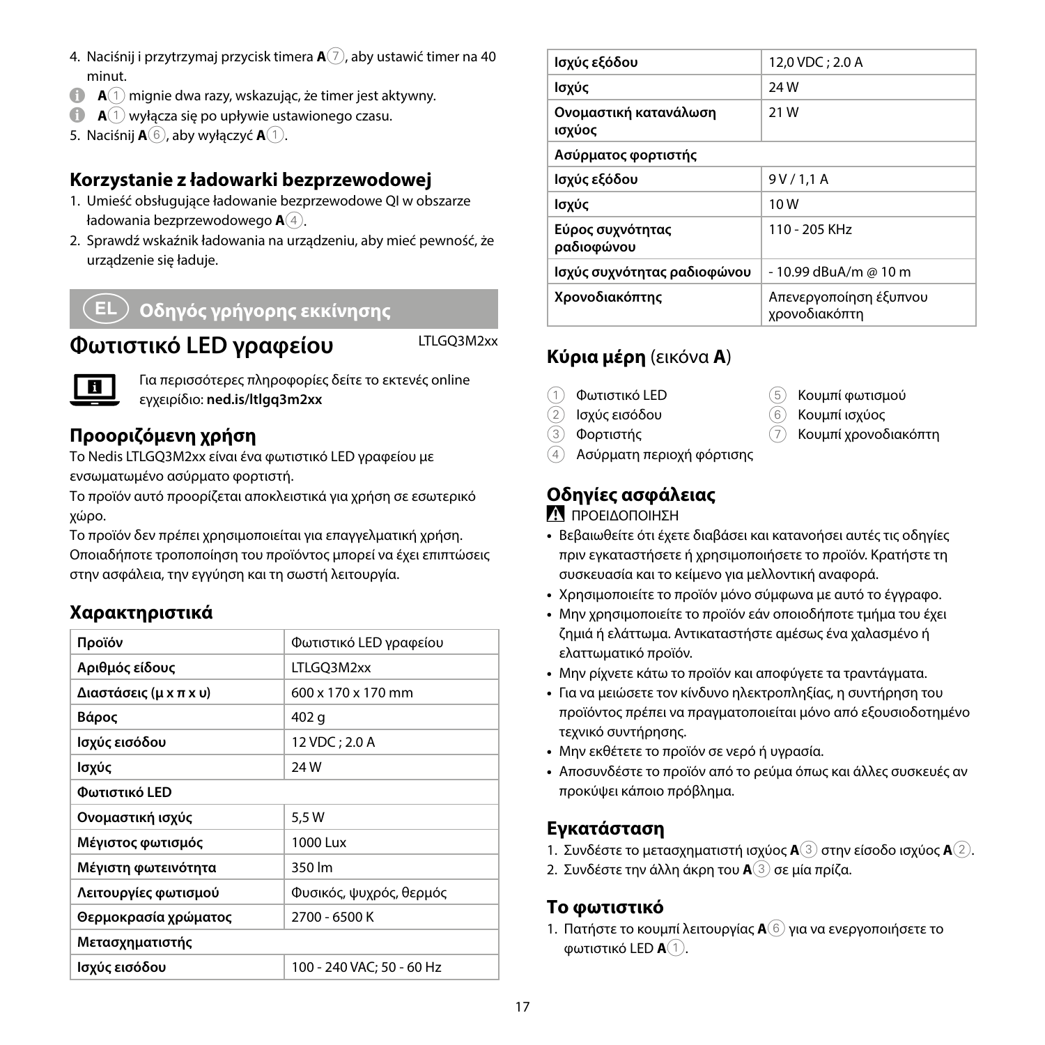4. Naciśnij i przytrzymaj przycisk timera **A**⑦, aby ustawić timer na 40 minut.

ℹ **A**① mignie dwa razy, wskazując, że timer jest aktywny.

ℹ **A**① wyłącza się po upływie ustawionego czasu.

5. Naciśnij **A**⑥, aby wyłączyć **A**①.

### Korzystanie z ładowarki bezprzewodowej

1. Umieść obsługujące ładowanie bezprzewodowe QI w obszarze ładowania bezprzewodowego **A**④.
2. Sprawdź wskaźnik ładowania na urządzeniu, aby mieć pewność, że urządzenie się ładuje.

## EL Οδηγός γρήγορης εκκίνησης

# Φωτιστικό LED γραφείου

LTLGQ3M2xx

Για περισσότερες πληροφορίες δείτε το εκτενές online εγχειρίδιο: **ned.is/ltlgq3m2xx**

### Προοριζόμενη χρήση

Το Nedis LTLGQ3M2xx είναι ένα φωτιστικό LED γραφείου με ενσωματωμένο ασύρματο φορτιστή.

Το προϊόν αυτό προορίζεται αποκλειστικά για χρήση σε εσωτερικό χώρο.

Το προϊόν δεν πρέπει χρησιμοποιείται για επαγγελματική χρήση.

Οποιαδήποτε τροποποίηση του προϊόντος μπορεί να έχει επιπτώσεις στην ασφάλεια, την εγγύηση και τη σωστή λειτουργία.

### Χαρακτηριστικά

| **Προϊόν** | Φωτιστικό LED γραφείου |
|---|---|
| **Αριθμός είδους** | LTLGQ3M2xx |
| **Διαστάσεις (μ x π x υ)** | 600 x 170 x 170 mm |
| **Βάρος** | 402 g |
| **Ισχύς εισόδου** | 12 VDC ; 2.0 A |
| **Ισχύς** | 24 W |
| **Φωτιστικό LED** | |
| **Ονομαστική ισχύς** | 5,5 W |
| **Μέγιστος φωτισμός** | 1000 Lux |
| **Μέγιστη φωτεινότητα** | 350 lm |
| **Λειτουργίες φωτισμού** | Φυσικός, ψυχρός, θερμός |
| **Θερμοκρασία χρώματος** | 2700 - 6500 K |
| **Μετασχηματιστής** | |
| **Ισχύς εισόδου** | 100 - 240 VAC; 50 - 60 Hz |
| **Ισχύς εξόδου** | 12,0 VDC ; 2.0 A |
| **Ισχύς** | 24 W |
| **Ονομαστική κατανάλωση ισχύος** | 21 W |
| **Ασύρματος φορτιστής** | |
| **Ισχύς εξόδου** | 9 V / 1,1 A |
| **Ισχύς** | 10 W |
| **Εύρος συχνότητας ραδιοφώνου** | 110 - 205 KHz |
| **Ισχύς συχνότητας ραδιοφώνου** | - 10.99 dBuA/m @ 10 m |
| **Χρονοδιακόπτης** | Απενεργοποίηση έξυπνου χρονοδιακόπτη |

### Κύρια μέρη (εικόνα A)

1. Φωτιστικό LED
2. Ισχύς εισόδου
3. Φορτιστής
4. Ασύρματη περιοχή φόρτισης
5. Κουμπί φωτισμού
6. Κουμπί ισχύος
7. Κουμπί χρονοδιακόπτη

### Οδηγίες ασφάλειας

⚠ ΠΡΟΕΙΔΟΠΟΙΗΣΗ

- Βεβαιωθείτε ότι έχετε διαβάσει και κατανοήσει αυτές τις οδηγίες πριν εγκαταστήσετε ή χρησιμοποιήσετε το προϊόν. Κρατήστε τη συσκευασία και το κείμενο για μελλοντική αναφορά.
- Χρησιμοποιείτε το προϊόν μόνο σύμφωνα με αυτό το έγγραφο.
- Μην χρησιμοποιείτε το προϊόν εάν οποιοδήποτε τμήμα του έχει ζημιά ή ελάττωμα. Αντικαταστήστε αμέσως ένα χαλασμένο ή ελαττωματικό προϊόν.
- Μην ρίχνετε κάτω το προϊόν και αποφύγετε τα τραντάγματα.
- Για να μειώσετε τον κίνδυνο ηλεκτροπληξίας, η συντήρηση του προϊόντος πρέπει να πραγματοποιείται μόνο από εξουσιοδοτημένο τεχνικό συντήρησης.
- Μην εκθέτετε το προϊόν σε νερό ή υγρασία.
- Αποσυνδέστε το προϊόν από το ρεύμα όπως και άλλες συσκευές αν προκύψει κάποιο πρόβλημα.

### Εγκατάσταση

1. Συνδέστε το μετασχηματιστή ισχύος **A**③ στην είσοδο ισχύος **A**②.
2. Συνδέστε την άλλη άκρη του **A**③ σε μία πρίζα.

### Το φωτιστικό

1. Πατήστε το κουμπί λειτουργίας **A**⑥ για να ενεργοποιήσετε το φωτιστικό LED **A**①.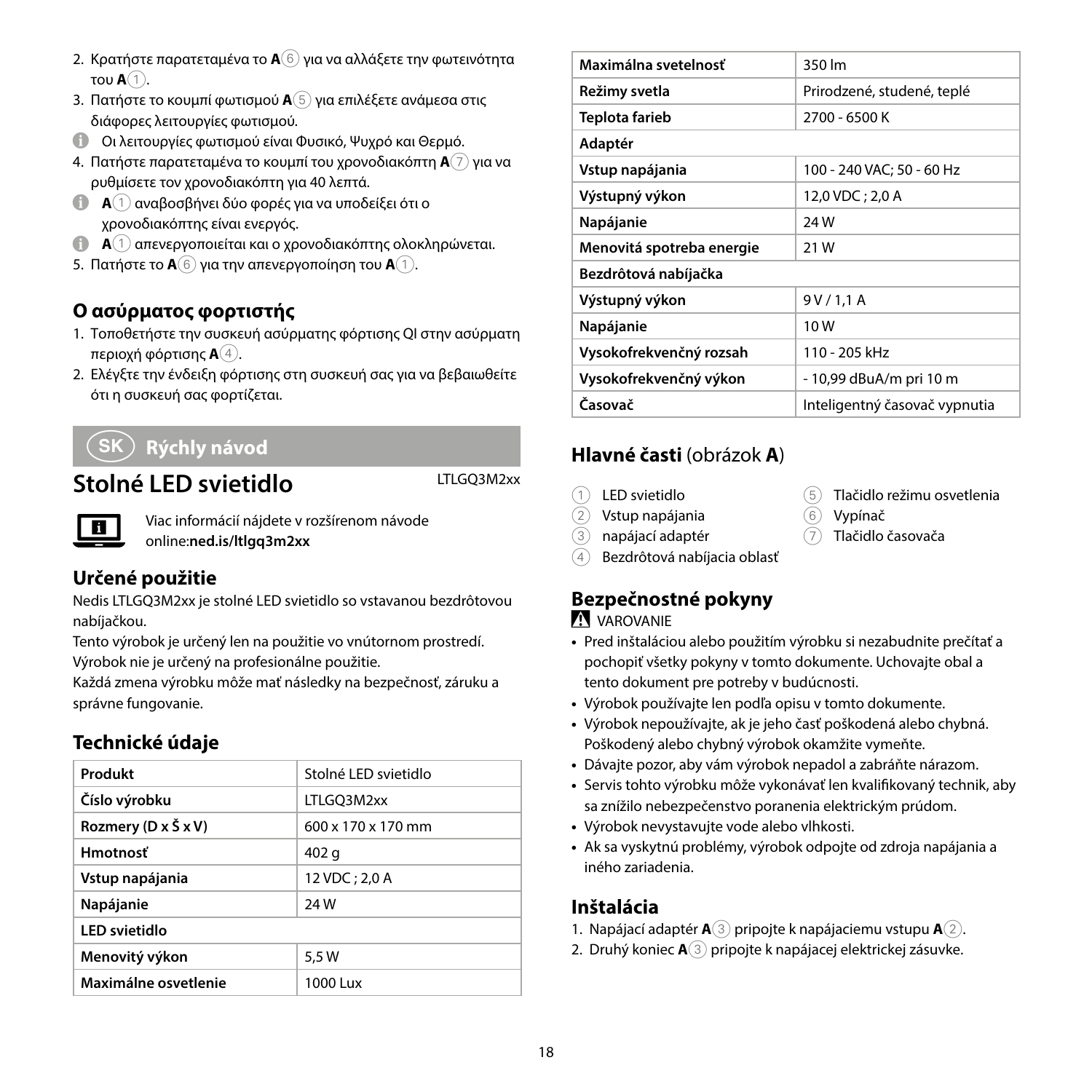2. Κρατήστε παρατεταμένα το **A**⑥ για να αλλάξετε την φωτεινότητα του **A**①.
3. Πατήστε το κουμπί φωτισμού **A**⑤ για επιλέξετε ανάμεσα στις διάφορες λειτουργίες φωτισμού.

ℹ Οι λειτουργίες φωτισμού είναι Φυσικό, Ψυχρό και Θερμό.

4. Πατήστε παρατεταμένα το κουμπί του χρονοδιακόπτη **A**⑦ για να ρυθμίσετε τον χρονοδιακόπτη για 40 λεπτά.

ℹ **A**① αναβοσβήνει δύο φορές για να υποδείξει ότι ο χρονοδιακόπτης είναι ενεργός.

ℹ **A**① απενεργοποιείται και ο χρονοδιακόπτης ολοκληρώνεται.

5. Πατήστε το **A**⑥ για την απενεργοποίηση του **A**①.

## Ο ασύρματος φορτιστής

1. Τοποθετήστε την συσκευή ασύρματης φόρτισης QI στην ασύρματη περιοχή φόρτισης **A**④.
2. Ελέγξτε την ένδειξη φόρτισης στη συσκευή σας για να βεβαιωθείτε ότι η συσκευή σας φορτίζεται.

# SK Rýchly návod

# Stolné LED svietidlo

LTLGQ3M2xx

Viac informácií nájdete v rozšírenom návode online:**ned.is/ltlgq3m2xx**

## Určené použitie

Nedis LTLGQ3M2xx je stolné LED svietidlo so vstavanou bezdrôtovou nabíjačkou.

Tento výrobok je určený len na použitie vo vnútornom prostredí.

Výrobok nie je určený na profesionálne použitie.

Každá zmena výrobku môže mať následky na bezpečnosť, záruku a správne fungovanie.

## Technické údaje

| | |
|---|---|
| **Produkt** | Stolné LED svietidlo |
| **Číslo výrobku** | LTLGQ3M2xx |
| **Rozmery (D x Š x V)** | 600 x 170 x 170 mm |
| **Hmotnosť** | 402 g |
| **Vstup napájania** | 12 VDC ; 2,0 A |
| **Napájanie** | 24 W |
| **LED svietidlo** | |
| **Menovitý výkon** | 5,5 W |
| **Maximálne osvetlenie** | 1000 Lux |
| **Maximálna svetelnosť** | 350 lm |
| **Režimy svetla** | Prirodzené, studené, teplé |
| **Teplota farieb** | 2700 - 6500 K |
| **Adaptér** | |
| **Vstup napájania** | 100 - 240 VAC; 50 - 60 Hz |
| **Výstupný výkon** | 12,0 VDC ; 2,0 A |
| **Napájanie** | 24 W |
| **Menovitá spotreba energie** | 21 W |
| **Bezdrôtová nabíjačka** | |
| **Výstupný výkon** | 9 V / 1,1 A |
| **Napájanie** | 10 W |
| **Vysokofrekvenčný rozsah** | 110 - 205 kHz |
| **Vysokofrekvenčný výkon** | - 10,99 dBuA/m pri 10 m |
| **Časovač** | Inteligentný časovač vypnutia |

## Hlavné časti (obrázok **A**)

1. LED svietidlo
2. Vstup napájania
3. napájací adaptér
4. Bezdrôtová nabíjacia oblasť
5. Tlačidlo režimu osvetlenia
6. Vypínač
7. Tlačidlo časovača

## Bezpečnostné pokyny

⚠ VAROVANIE

- Pred inštaláciou alebo použitím výrobku si nezabudnite prečítať a pochopiť všetky pokyny v tomto dokumente. Uchovajte obal a tento dokument pre potreby v budúcnosti.
- Výrobok používajte len podľa opisu v tomto dokumente.
- Výrobok nepoužívajte, ak je jeho časť poškodená alebo chybná. Poškodený alebo chybný výrobok okamžite vymeňte.
- Dávajte pozor, aby vám výrobok nepadol a zabráňte nárazom.
- Servis tohto výrobku môže vykonávať len kvalifikovaný technik, aby sa znížilo nebezpečenstvo poranenia elektrickým prúdom.
- Výrobok nevystavujte vode alebo vlhkosti.
- Ak sa vyskytnú problémy, výrobok odpojte od zdroja napájania a iného zariadenia.

## Inštalácia

1. Napájací adaptér **A**③ pripojte k napájaciemu vstupu **A**②.
2. Druhý koniec **A**③ pripojte k napájacej elektrickej zásuvke.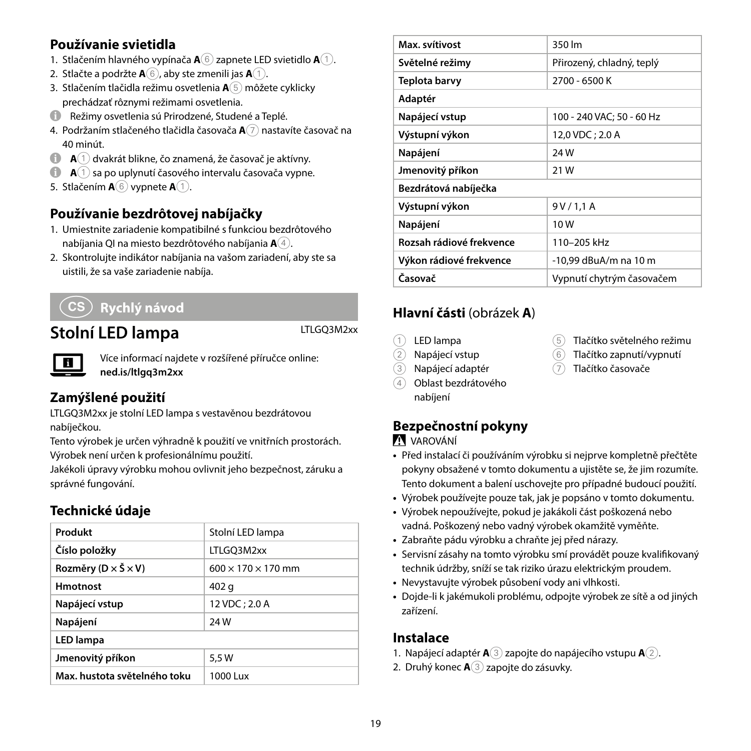## Používanie svietidla

1. Stlačením hlavného vypínača **A**⑥ zapnete LED svietidlo **A**①.
2. Stlačte a podržte **A**⑥, aby ste zmenili jas **A**①.
3. Stlačením tlačidla režimu osvetlenia **A**⑤ môžete cyklicky prechádzať rôznymi režimami osvetlenia.

ℹ Režimy osvetlenia sú Prirodzené, Studené a Teplé.

4. Podržaním stlačeného tlačidla časovača **A**⑦ nastavíte časovač na 40 minút.

ℹ **A**① dvakrát blikne, čo znamená, že časovač je aktívny.

ℹ **A**① sa po uplynutí časového intervalu časovača vypne.

5. Stlačením **A**⑥ vypnete **A**①.

## Používanie bezdrôtovej nabíjačky

1. Umiestnite zariadenie kompatibilné s funkciou bezdrôtového nabíjania QI na miesto bezdrôtového nabíjania **A**④.
2. Skontrolujte indikátor nabíjania na vašom zariadení, aby ste sa uistili, že sa vaše zariadenie nabíja.

# CS Rychlý návod

# Stolní LED lampa

LTLGQ3M2xx

Více informací najdete v rozšířené příručce online: **ned.is/ltlgq3m2xx**

## Zamýšlené použití

LTLGQ3M2xx je stolní LED lampa s vestavěnou bezdrátovou nabíječkou.

Tento výrobek je určen výhradně k použití ve vnitřních prostorách.

Výrobek není určen k profesionálnímu použití.

Jakékoli úpravy výrobku mohou ovlivnit jeho bezpečnost, záruku a správné fungování.

## Technické údaje

| Produkt | Stolní LED lampa |
|---|---|
| Číslo položky | LTLGQ3M2xx |
| Rozměry (D × Š × V) | 600 × 170 × 170 mm |
| Hmotnost | 402 g |
| Napájecí vstup | 12 VDC ; 2.0 A |
| Napájení | 24 W |
| **LED lampa** | |
| Jmenovitý příkon | 5,5 W |
| Max. hustota světelného toku | 1000 Lux |
| Max. svítivost | 350 lm |
| Světelné režimy | Přirozený, chladný, teplý |
| Teplota barvy | 2700 - 6500 K |
| **Adaptér** | |
| Napájecí vstup | 100 - 240 VAC; 50 - 60 Hz |
| Výstupní výkon | 12,0 VDC ; 2.0 A |
| Napájení | 24 W |
| Jmenovitý příkon | 21 W |
| **Bezdrátová nabíječka** | |
| Výstupní výkon | 9 V / 1,1 A |
| Napájení | 10 W |
| Rozsah rádiové frekvence | 110–205 kHz |
| Výkon rádiové frekvence | -10,99 dBuA/m na 10 m |
| Časovač | Vypnutí chytrým časovačem |

## Hlavní části (obrázek A)

1. LED lampa
2. Napájecí vstup
3. Napájecí adaptér
4. Oblast bezdrátového nabíjení
5. Tlačítko světelného režimu
6. Tlačítko zapnutí/vypnutí
7. Tlačítko časovače

## Bezpečnostní pokyny

⚠ VAROVÁNÍ

- Před instalací či používáním výrobku si nejprve kompletně přečtěte pokyny obsažené v tomto dokumentu a ujistěte se, že jim rozumíte. Tento dokument a balení uschovejte pro případné budoucí použití.
- Výrobek používejte pouze tak, jak je popsáno v tomto dokumentu.
- Výrobek nepoužívejte, pokud je jakákoli část poškozená nebo vadná. Poškozený nebo vadný výrobek okamžitě vyměňte.
- Zabraňte pádu výrobku a chraňte jej před nárazy.
- Servisní zásahy na tomto výrobku smí provádět pouze kvalifikovaný technik údržby, sníží se tak riziko úrazu elektrickým proudem.
- Nevystavujte výrobek působení vody ani vlhkosti.
- Dojde-li k jakémukoli problému, odpojte výrobek ze sítě a od jiných zařízení.

## Instalace

1. Napájecí adaptér **A**③ zapojte do napájecího vstupu **A**②.
2. Druhý konec **A**③ zapojte do zásuvky.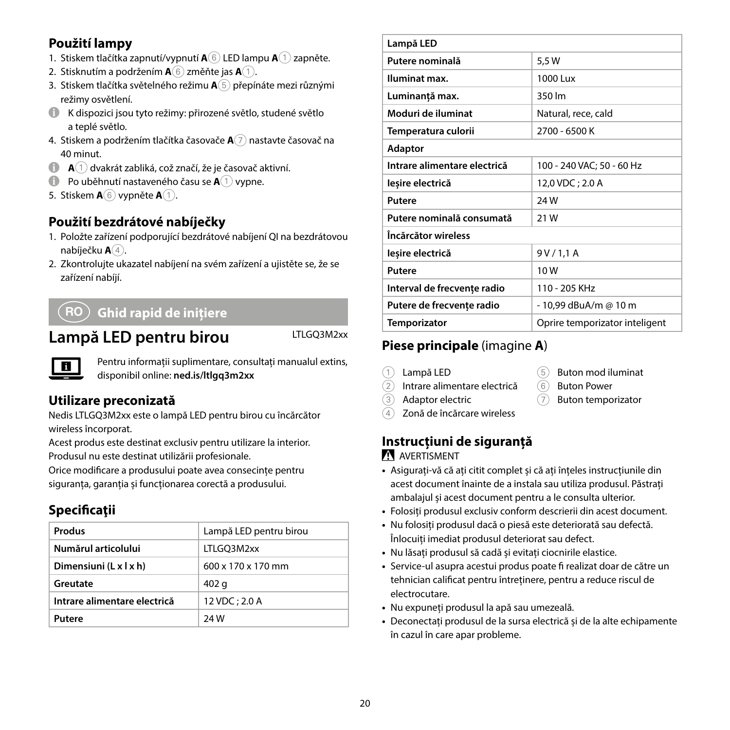## Použití lampy

1. Stiskem tlačítka zapnutí/vypnutí **A**⑥ LED lampu **A**① zapněte.
2. Stisknutím a podržením **A**⑥ změňte jas **A**①.
3. Stiskem tlačítka světelného režimu **A**⑤ přepínáte mezi různými režimy osvětlení.

ℹ K dispozici jsou tyto režimy: přirozené světlo, studené světlo a teplé světlo.

4. Stiskem a podržením tlačítka časovače **A**⑦ nastavte časovač na 40 minut.

ℹ **A**① dvakrát zabliká, což značí, že je časovač aktivní.

ℹ Po uběhnutí nastaveného času se **A**① vypne.

5. Stiskem **A**⑥ vypněte **A**①.

## Použití bezdrátové nabíječky

1. Položte zařízení podporující bezdrátové nabíjení QI na bezdrátovou nabíječku **A**④.
2. Zkontrolujte ukazatel nabíjení na svém zařízení a ujistěte se, že se zařízení nabíjí.

## RO Ghid rapid de inițiere

# Lampă LED pentru birou

LTLGQ3M2xx

Pentru informații suplimentare, consultați manualul extins, disponibil online: **ned.is/ltlgq3m2xx**

## Utilizare preconizată

Nedis LTLGQ3M2xx este o lampă LED pentru birou cu încărcător wireless încorporat.

Acest produs este destinat exclusiv pentru utilizare la interior.

Produsul nu este destinat utilizării profesionale.

Orice modificare a produsului poate avea consecințe pentru siguranța, garanția și funcționarea corectă a produsului.

## Specificaţii

| Produs | Lampă LED pentru birou |
|---|---|
| Numărul articolului | LTLGQ3M2xx |
| Dimensiuni (L x l x h) | 600 x 170 x 170 mm |
| Greutate | 402 g |
| Intrare alimentare electrică | 12 VDC ; 2.0 A |
| Putere | 24 W |
| **Lampă LED** | |
| Putere nominală | 5,5 W |
| Iluminat max. | 1000 Lux |
| Luminanță max. | 350 lm |
| Moduri de iluminat | Natural, rece, cald |
| Temperatura culorii | 2700 - 6500 K |
| **Adaptor** | |
| Intrare alimentare electrică | 100 - 240 VAC; 50 - 60 Hz |
| Ieșire electrică | 12,0 VDC ; 2.0 A |
| Putere | 24 W |
| Putere nominală consumată | 21 W |
| **Încărcător wireless** | |
| Ieșire electrică | 9 V / 1,1 A |
| Putere | 10 W |
| Interval de frecvențe radio | 110 - 205 KHz |
| Putere de frecvențe radio | - 10,99 dBuA/m @ 10 m |
| Temporizator | Oprire temporizator inteligent |

## Piese principale (imagine **A**)

1. Lampă LED
2. Intrare alimentare electrică
3. Adaptor electric
4. Zonă de încărcare wireless
5. Buton mod iluminat
6. Buton Power
7. Buton temporizator

## Instrucțiuni de siguranță

⚠ AVERTISMENT

- Asigurați-vă că ați citit complet și că ați înțeles instrucțiunile din acest document înainte de a instala sau utiliza produsul. Păstrați ambalajul și acest document pentru a le consulta ulterior.
- Folosiți produsul exclusiv conform descrierii din acest document.
- Nu folosiți produsul dacă o piesă este deteriorată sau defectă. Înlocuiți imediat produsul deteriorat sau defect.
- Nu lăsați produsul să cadă și evitați ciocnirile elastice.
- Service-ul asupra acestui produs poate fi realizat doar de către un tehnician calificat pentru întreținere, pentru a reduce riscul de electrocutare.
- Nu expuneți produsul la apă sau umezeală.
- Deconectați produsul de la sursa electrică și de la alte echipamente în cazul în care apar probleme.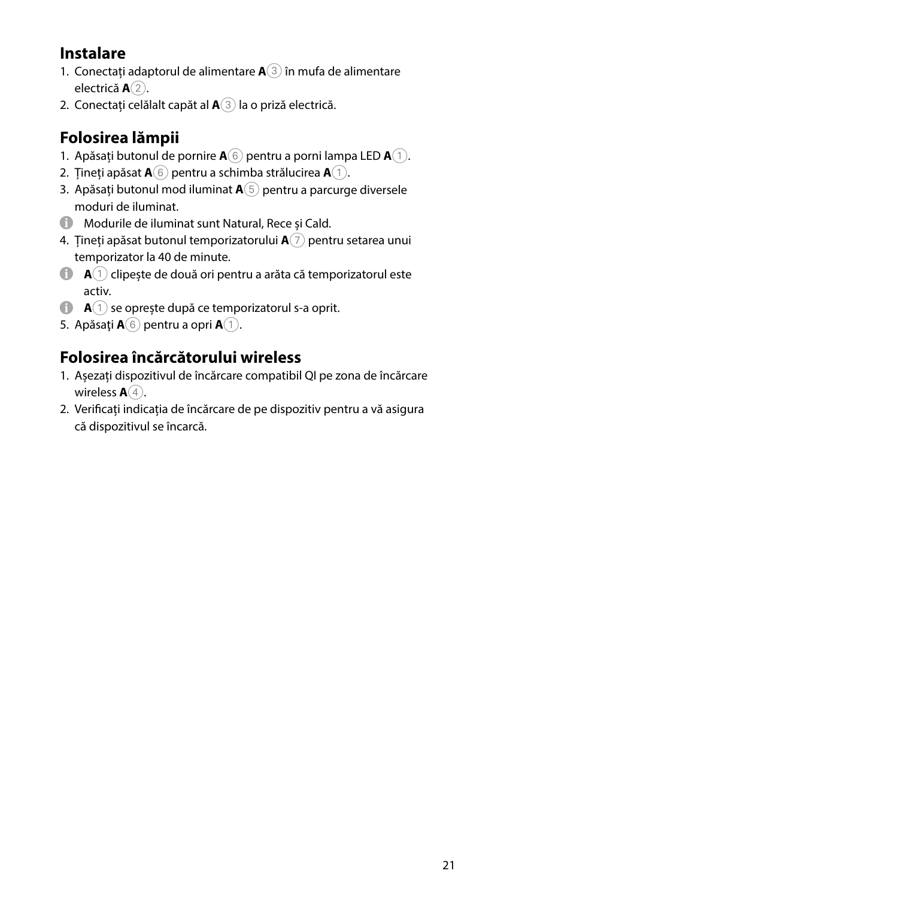## Instalare

1. Conectați adaptorul de alimentare **A**(3) în mufa de alimentare electrică **A**(2).
2. Conectați celălalt capăt al **A**(3) la o priză electrică.

## Folosirea lămpii

1. Apăsați butonul de pornire **A**(6) pentru a porni lampa LED **A**(1).
2. Țineți apăsat **A**(6) pentru a schimba strălucirea **A**(1).
3. Apăsați butonul mod iluminat **A**(5) pentru a parcurge diversele moduri de iluminat.

ⓘ Modurile de iluminat sunt Natural, Rece și Cald.

4. Țineți apăsat butonul temporizatorului **A**(7) pentru setarea unui temporizator la 40 de minute.

ⓘ **A**(1) clipește de două ori pentru a arăta că temporizatorul este activ.

ⓘ **A**(1) se oprește după ce temporizatorul s-a oprit.

5. Apăsaţi **A**(6) pentru a opri **A**(1).

## Folosirea încărcătorului wireless

1. Așezați dispozitivul de încărcare compatibil QI pe zona de încărcare wireless **A**(4).
2. Verificați indicația de încărcare de pe dispozitiv pentru a vă asigura că dispozitivul se încarcă.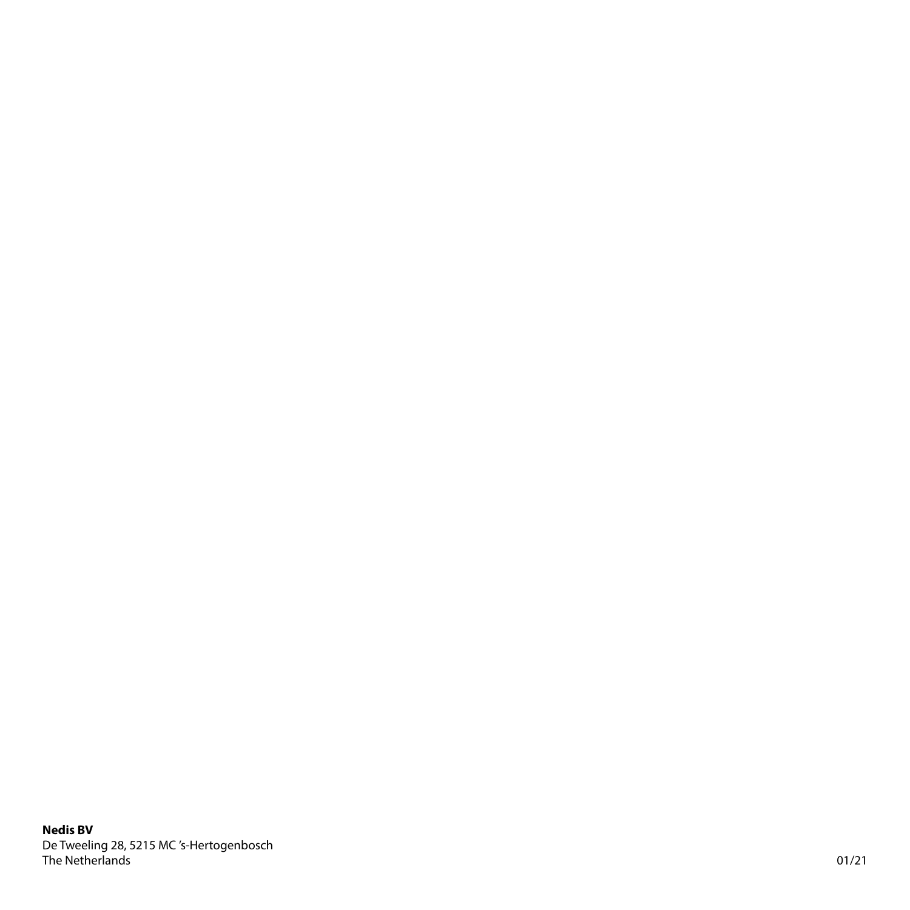**Nedis BV**
De Tweeling 28, 5215 MC 's-Hertogenbosch
The Netherlands

01/21